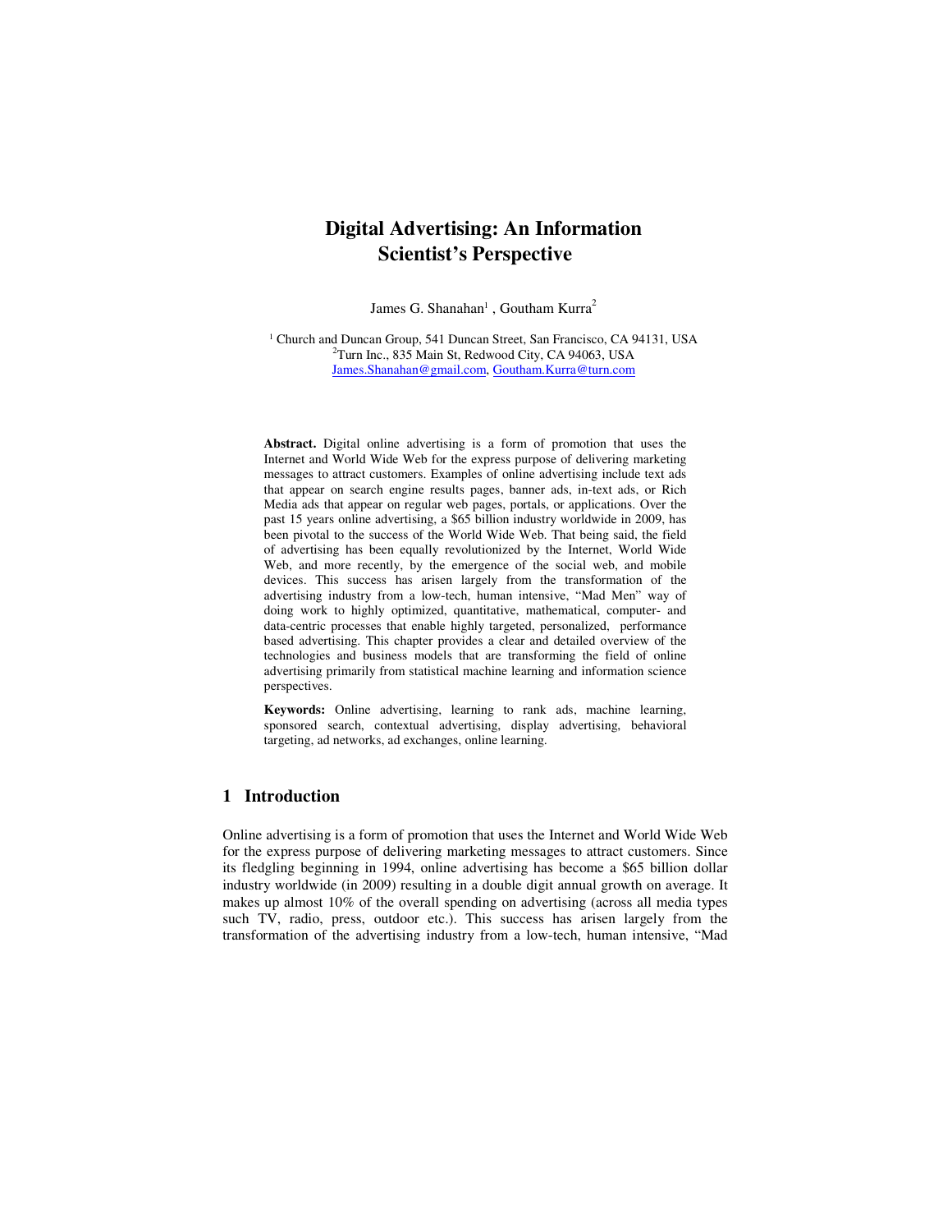# Digital Advertising: An Information Scientist's Perspective

James G. Shanahan[1] , Goutham Kurra[2]

[1] Church and Duncan Group, 541 Duncan Street, San Francisco, CA 94131, USA
[2]Turn Inc., 835 Main St, Redwood City, CA 94063, USA
James.Shanahan@gmail.com, Goutham.Kurra@turn.com

**Abstract.** Digital online advertising is a form of promotion that uses the Internet and World Wide Web for the express purpose of delivering marketing messages to attract customers. Examples of online advertising include text ads that appear on search engine results pages, banner ads, in-text ads, or Rich Media ads that appear on regular web pages, portals, or applications. Over the past 15 years online advertising, a $65 billion industry worldwide in 2009, has been pivotal to the success of the World Wide Web. That being said, the field of advertising has been equally revolutionized by the Internet, World Wide Web, and more recently, by the emergence of the social web, and mobile devices. This success has arisen largely from the transformation of the advertising industry from a low-tech, human intensive, "Mad Men" way of doing work to highly optimized, quantitative, mathematical, computer- and data-centric processes that enable highly targeted, personalized, performance based advertising. This chapter provides a clear and detailed overview of the technologies and business models that are transforming the field of online advertising primarily from statistical machine learning and information science perspectives.

**Keywords:** Online advertising, learning to rank ads, machine learning, sponsored search, contextual advertising, display advertising, behavioral targeting, ad networks, ad exchanges, online learning.

## 1 Introduction

Online advertising is a form of promotion that uses the Internet and World Wide Web for the express purpose of delivering marketing messages to attract customers. Since its fledgling beginning in 1994, online advertising has become a $65 billion dollar industry worldwide (in 2009) resulting in a double digit annual growth on average. It makes up almost 10% of the overall spending on advertising (across all media types such TV, radio, press, outdoor etc.). This success has arisen largely from the transformation of the advertising industry from a low-tech, human intensive, "Mad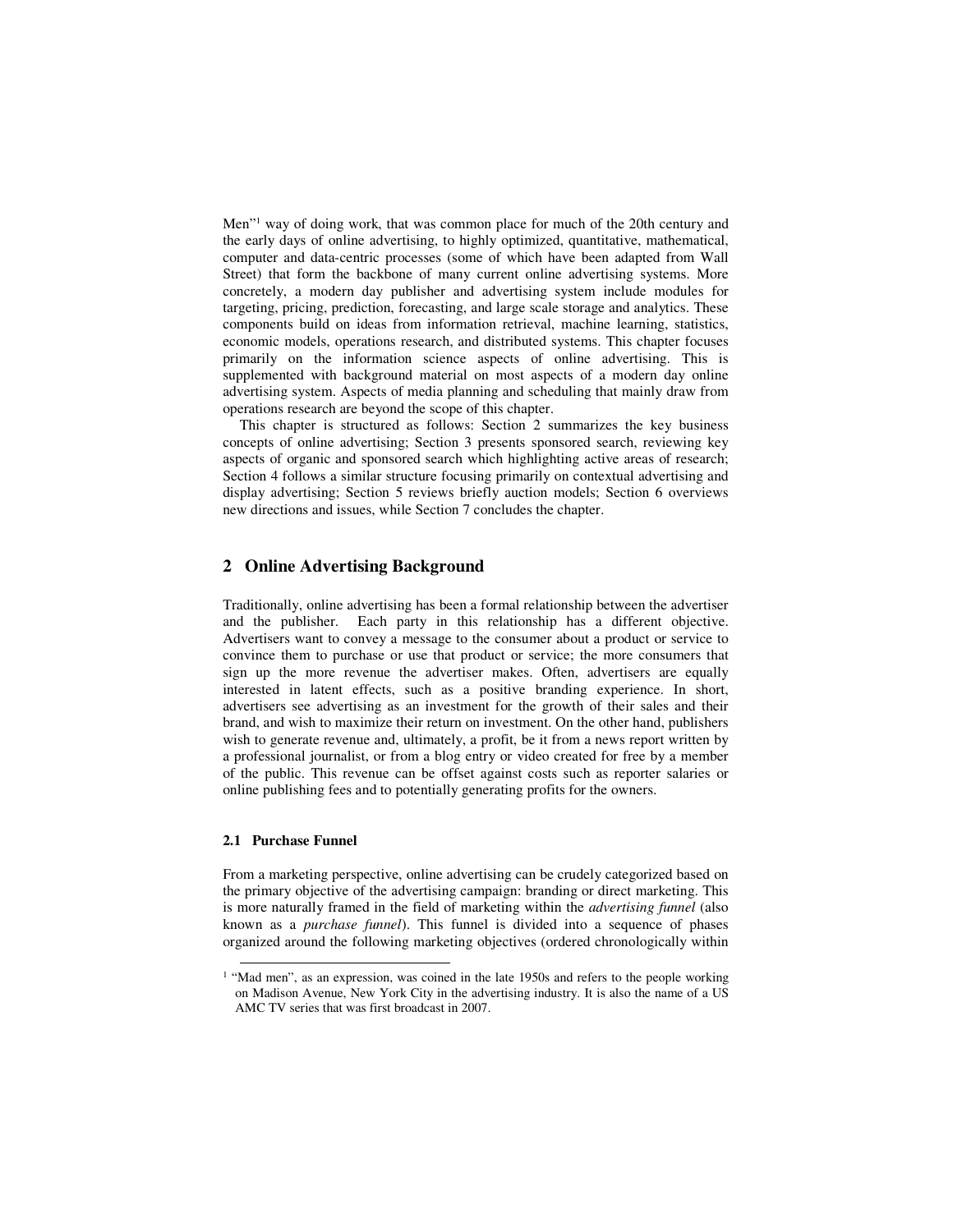Men"[1] way of doing work, that was common place for much of the 20th century and the early days of online advertising, to highly optimized, quantitative, mathematical, computer and data-centric processes (some of which have been adapted from Wall Street) that form the backbone of many current online advertising systems. More concretely, a modern day publisher and advertising system include modules for targeting, pricing, prediction, forecasting, and large scale storage and analytics. These components build on ideas from information retrieval, machine learning, statistics, economic models, operations research, and distributed systems. This chapter focuses primarily on the information science aspects of online advertising. This is supplemented with background material on most aspects of a modern day online advertising system. Aspects of media planning and scheduling that mainly draw from operations research are beyond the scope of this chapter.

This chapter is structured as follows: Section 2 summarizes the key business concepts of online advertising; Section 3 presents sponsored search, reviewing key aspects of organic and sponsored search which highlighting active areas of research; Section 4 follows a similar structure focusing primarily on contextual advertising and display advertising; Section 5 reviews briefly auction models; Section 6 overviews new directions and issues, while Section 7 concludes the chapter.

## 2 Online Advertising Background

Traditionally, online advertising has been a formal relationship between the advertiser and the publisher. Each party in this relationship has a different objective. Advertisers want to convey a message to the consumer about a product or service to convince them to purchase or use that product or service; the more consumers that sign up the more revenue the advertiser makes. Often, advertisers are equally interested in latent effects, such as a positive branding experience. In short, advertisers see advertising as an investment for the growth of their sales and their brand, and wish to maximize their return on investment. On the other hand, publishers wish to generate revenue and, ultimately, a profit, be it from a news report written by a professional journalist, or from a blog entry or video created for free by a member of the public. This revenue can be offset against costs such as reporter salaries or online publishing fees and to potentially generating profits for the owners.

### 2.1 Purchase Funnel

From a marketing perspective, online advertising can be crudely categorized based on the primary objective of the advertising campaign: branding or direct marketing. This is more naturally framed in the field of marketing within the *advertising funnel* (also known as a *purchase funnel*). This funnel is divided into a sequence of phases organized around the following marketing objectives (ordered chronologically within

[1] "Mad men", as an expression, was coined in the late 1950s and refers to the people working on Madison Avenue, New York City in the advertising industry. It is also the name of a US AMC TV series that was first broadcast in 2007.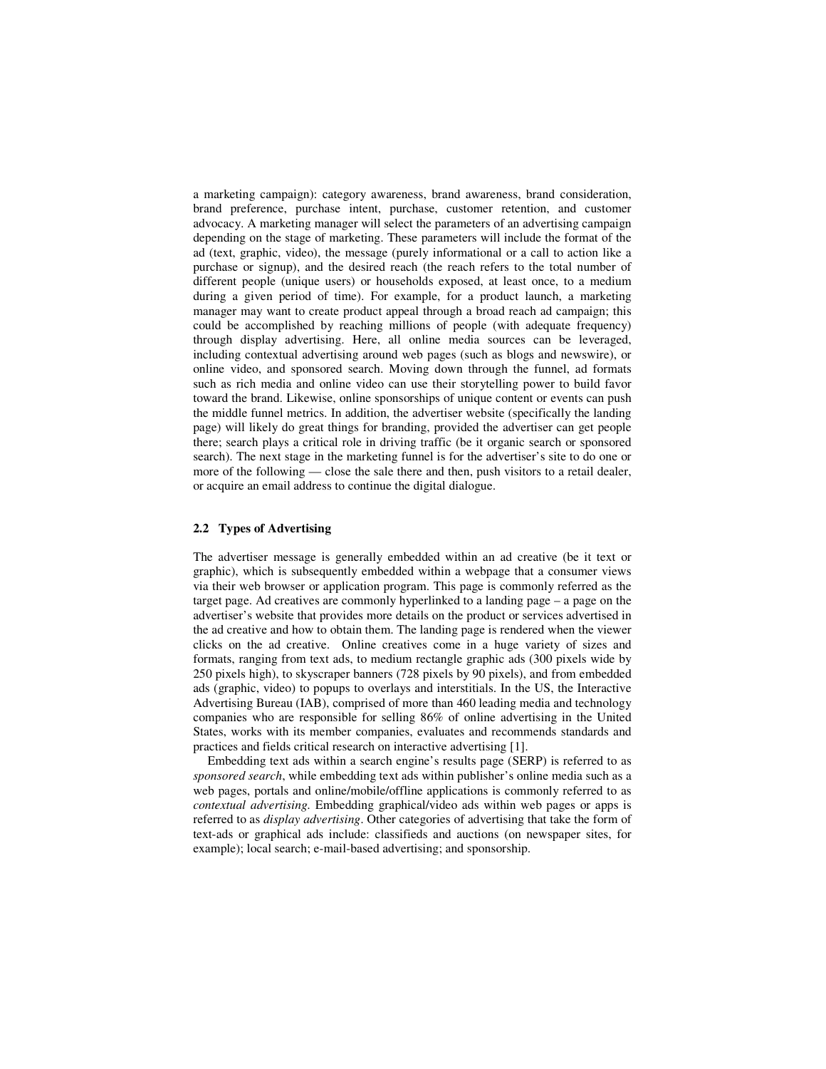a marketing campaign): category awareness, brand awareness, brand consideration, brand preference, purchase intent, purchase, customer retention, and customer advocacy. A marketing manager will select the parameters of an advertising campaign depending on the stage of marketing. These parameters will include the format of the ad (text, graphic, video), the message (purely informational or a call to action like a purchase or signup), and the desired reach (the reach refers to the total number of different people (unique users) or households exposed, at least once, to a medium during a given period of time). For example, for a product launch, a marketing manager may want to create product appeal through a broad reach ad campaign; this could be accomplished by reaching millions of people (with adequate frequency) through display advertising. Here, all online media sources can be leveraged, including contextual advertising around web pages (such as blogs and newswire), or online video, and sponsored search. Moving down through the funnel, ad formats such as rich media and online video can use their storytelling power to build favor toward the brand. Likewise, online sponsorships of unique content or events can push the middle funnel metrics. In addition, the advertiser website (specifically the landing page) will likely do great things for branding, provided the advertiser can get people there; search plays a critical role in driving traffic (be it organic search or sponsored search). The next stage in the marketing funnel is for the advertiser's site to do one or more of the following — close the sale there and then, push visitors to a retail dealer, or acquire an email address to continue the digital dialogue.

### 2.2 Types of Advertising

The advertiser message is generally embedded within an ad creative (be it text or graphic), which is subsequently embedded within a webpage that a consumer views via their web browser or application program. This page is commonly referred as the target page. Ad creatives are commonly hyperlinked to a landing page – a page on the advertiser's website that provides more details on the product or services advertised in the ad creative and how to obtain them. The landing page is rendered when the viewer clicks on the ad creative. Online creatives come in a huge variety of sizes and formats, ranging from text ads, to medium rectangle graphic ads (300 pixels wide by 250 pixels high), to skyscraper banners (728 pixels by 90 pixels), and from embedded ads (graphic, video) to popups to overlays and interstitials. In the US, the Interactive Advertising Bureau (IAB), comprised of more than 460 leading media and technology companies who are responsible for selling 86% of online advertising in the United States, works with its member companies, evaluates and recommends standards and practices and fields critical research on interactive advertising [1].

Embedding text ads within a search engine's results page (SERP) is referred to as *sponsored search*, while embedding text ads within publisher's online media such as a web pages, portals and online/mobile/offline applications is commonly referred to as *contextual advertising.* Embedding graphical/video ads within web pages or apps is referred to as *display advertising*. Other categories of advertising that take the form of text-ads or graphical ads include: classifieds and auctions (on newspaper sites, for example); local search; e-mail-based advertising; and sponsorship.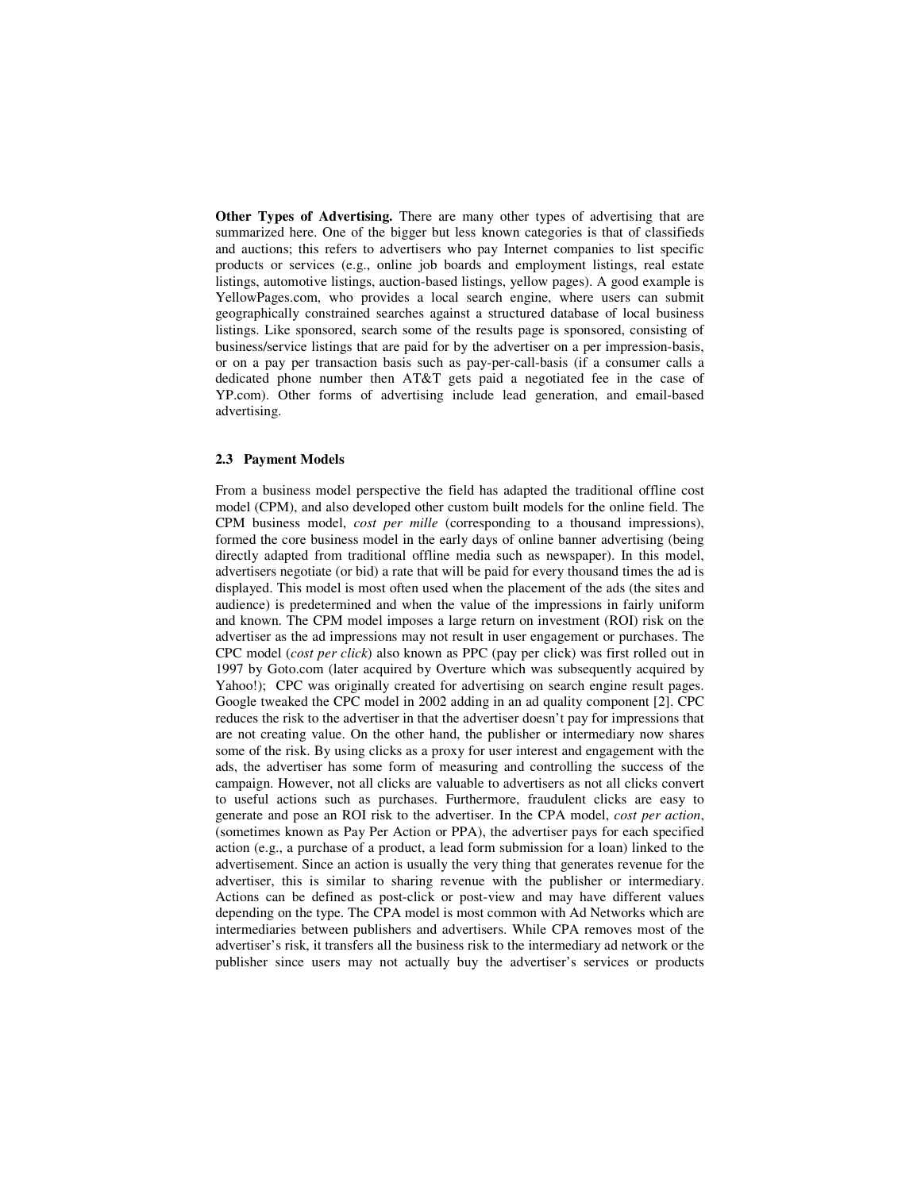**Other Types of Advertising.** There are many other types of advertising that are summarized here. One of the bigger but less known categories is that of classifieds and auctions; this refers to advertisers who pay Internet companies to list specific products or services (e.g., online job boards and employment listings, real estate listings, automotive listings, auction-based listings, yellow pages). A good example is YellowPages.com, who provides a local search engine, where users can submit geographically constrained searches against a structured database of local business listings. Like sponsored, search some of the results page is sponsored, consisting of business/service listings that are paid for by the advertiser on a per impression-basis, or on a pay per transaction basis such as pay-per-call-basis (if a consumer calls a dedicated phone number then AT&T gets paid a negotiated fee in the case of YP.com). Other forms of advertising include lead generation, and email-based advertising.

### 2.3 Payment Models

From a business model perspective the field has adapted the traditional offline cost model (CPM), and also developed other custom built models for the online field. The CPM business model, *cost per mille* (corresponding to a thousand impressions), formed the core business model in the early days of online banner advertising (being directly adapted from traditional offline media such as newspaper). In this model, advertisers negotiate (or bid) a rate that will be paid for every thousand times the ad is displayed. This model is most often used when the placement of the ads (the sites and audience) is predetermined and when the value of the impressions in fairly uniform and known. The CPM model imposes a large return on investment (ROI) risk on the advertiser as the ad impressions may not result in user engagement or purchases. The CPC model (*cost per click*) also known as PPC (pay per click) was first rolled out in 1997 by Goto.com (later acquired by Overture which was subsequently acquired by Yahoo!); CPC was originally created for advertising on search engine result pages. Google tweaked the CPC model in 2002 adding in an ad quality component [2]. CPC reduces the risk to the advertiser in that the advertiser doesn't pay for impressions that are not creating value. On the other hand, the publisher or intermediary now shares some of the risk. By using clicks as a proxy for user interest and engagement with the ads, the advertiser has some form of measuring and controlling the success of the campaign. However, not all clicks are valuable to advertisers as not all clicks convert to useful actions such as purchases. Furthermore, fraudulent clicks are easy to generate and pose an ROI risk to the advertiser. In the CPA model, *cost per action*, (sometimes known as Pay Per Action or PPA), the advertiser pays for each specified action (e.g., a purchase of a product, a lead form submission for a loan) linked to the advertisement. Since an action is usually the very thing that generates revenue for the advertiser, this is similar to sharing revenue with the publisher or intermediary. Actions can be defined as post-click or post-view and may have different values depending on the type. The CPA model is most common with Ad Networks which are intermediaries between publishers and advertisers. While CPA removes most of the advertiser's risk, it transfers all the business risk to the intermediary ad network or the publisher since users may not actually buy the advertiser's services or products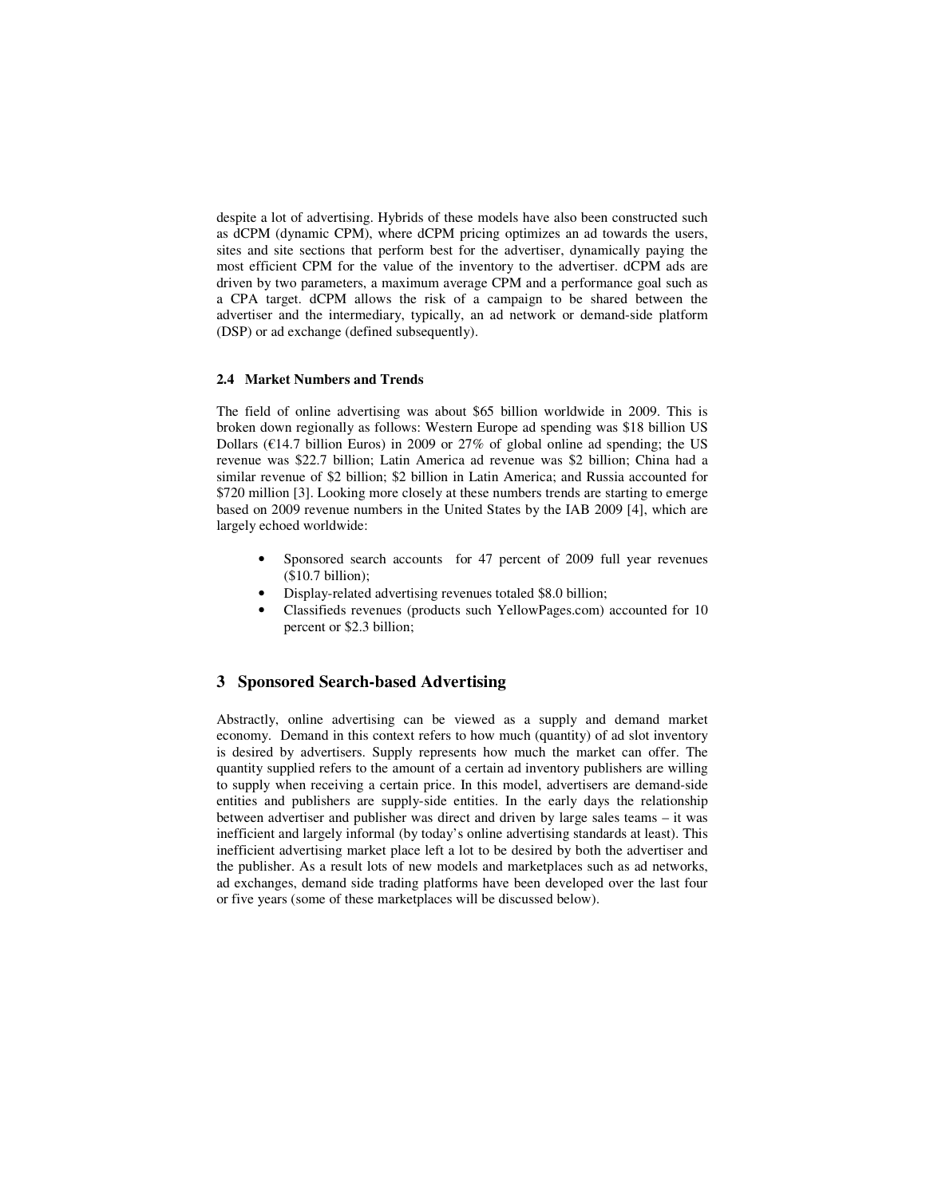despite a lot of advertising. Hybrids of these models have also been constructed such as dCPM (dynamic CPM), where dCPM pricing optimizes an ad towards the users, sites and site sections that perform best for the advertiser, dynamically paying the most efficient CPM for the value of the inventory to the advertiser. dCPM ads are driven by two parameters, a maximum average CPM and a performance goal such as a CPA target. dCPM allows the risk of a campaign to be shared between the advertiser and the intermediary, typically, an ad network or demand-side platform (DSP) or ad exchange (defined subsequently).

### 2.4 Market Numbers and Trends

The field of online advertising was about $65 billion worldwide in 2009. This is broken down regionally as follows: Western Europe ad spending was $18 billion US Dollars (€14.7 billion Euros) in 2009 or 27% of global online ad spending; the US revenue was $22.7 billion; Latin America ad revenue was $2 billion; China had a similar revenue of $2 billion; $2 billion in Latin America; and Russia accounted for $720 million [3]. Looking more closely at these numbers trends are starting to emerge based on 2009 revenue numbers in the United States by the IAB 2009 [4], which are largely echoed worldwide:

- Sponsored search accounts for 47 percent of 2009 full year revenues ($10.7 billion);
- Display-related advertising revenues totaled $8.0 billion;
- Classifieds revenues (products such YellowPages.com) accounted for 10 percent or $2.3 billion;

## 3 Sponsored Search-based Advertising

Abstractly, online advertising can be viewed as a supply and demand market economy. Demand in this context refers to how much (quantity) of ad slot inventory is desired by advertisers. Supply represents how much the market can offer. The quantity supplied refers to the amount of a certain ad inventory publishers are willing to supply when receiving a certain price. In this model, advertisers are demand-side entities and publishers are supply-side entities. In the early days the relationship between advertiser and publisher was direct and driven by large sales teams – it was inefficient and largely informal (by today's online advertising standards at least). This inefficient advertising market place left a lot to be desired by both the advertiser and the publisher. As a result lots of new models and marketplaces such as ad networks, ad exchanges, demand side trading platforms have been developed over the last four or five years (some of these marketplaces will be discussed below).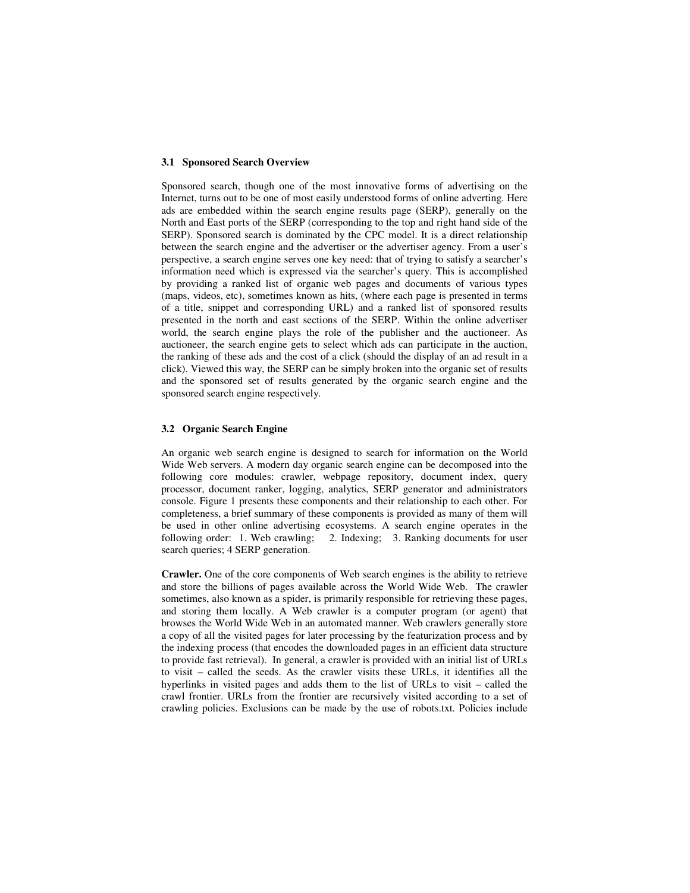### 3.1 Sponsored Search Overview

Sponsored search, though one of the most innovative forms of advertising on the Internet, turns out to be one of most easily understood forms of online adverting. Here ads are embedded within the search engine results page (SERP), generally on the North and East ports of the SERP (corresponding to the top and right hand side of the SERP). Sponsored search is dominated by the CPC model. It is a direct relationship between the search engine and the advertiser or the advertiser agency. From a user's perspective, a search engine serves one key need: that of trying to satisfy a searcher's information need which is expressed via the searcher's query. This is accomplished by providing a ranked list of organic web pages and documents of various types (maps, videos, etc), sometimes known as hits, (where each page is presented in terms of a title, snippet and corresponding URL) and a ranked list of sponsored results presented in the north and east sections of the SERP. Within the online advertiser world, the search engine plays the role of the publisher and the auctioneer. As auctioneer, the search engine gets to select which ads can participate in the auction, the ranking of these ads and the cost of a click (should the display of an ad result in a click). Viewed this way, the SERP can be simply broken into the organic set of results and the sponsored set of results generated by the organic search engine and the sponsored search engine respectively.

### 3.2 Organic Search Engine

An organic web search engine is designed to search for information on the World Wide Web servers. A modern day organic search engine can be decomposed into the following core modules: crawler, webpage repository, document index, query processor, document ranker, logging, analytics, SERP generator and administrators console. Figure 1 presents these components and their relationship to each other. For completeness, a brief summary of these components is provided as many of them will be used in other online advertising ecosystems. A search engine operates in the following order: 1. Web crawling; 2. Indexing; 3. Ranking documents for user search queries; 4 SERP generation.

**Crawler.** One of the core components of Web search engines is the ability to retrieve and store the billions of pages available across the World Wide Web. The crawler sometimes, also known as a spider, is primarily responsible for retrieving these pages, and storing them locally. A Web crawler is a computer program (or agent) that browses the World Wide Web in an automated manner. Web crawlers generally store a copy of all the visited pages for later processing by the featurization process and by the indexing process (that encodes the downloaded pages in an efficient data structure to provide fast retrieval). In general, a crawler is provided with an initial list of URLs to visit – called the seeds. As the crawler visits these URLs, it identifies all the hyperlinks in visited pages and adds them to the list of URLs to visit – called the crawl frontier. URLs from the frontier are recursively visited according to a set of crawling policies. Exclusions can be made by the use of robots.txt. Policies include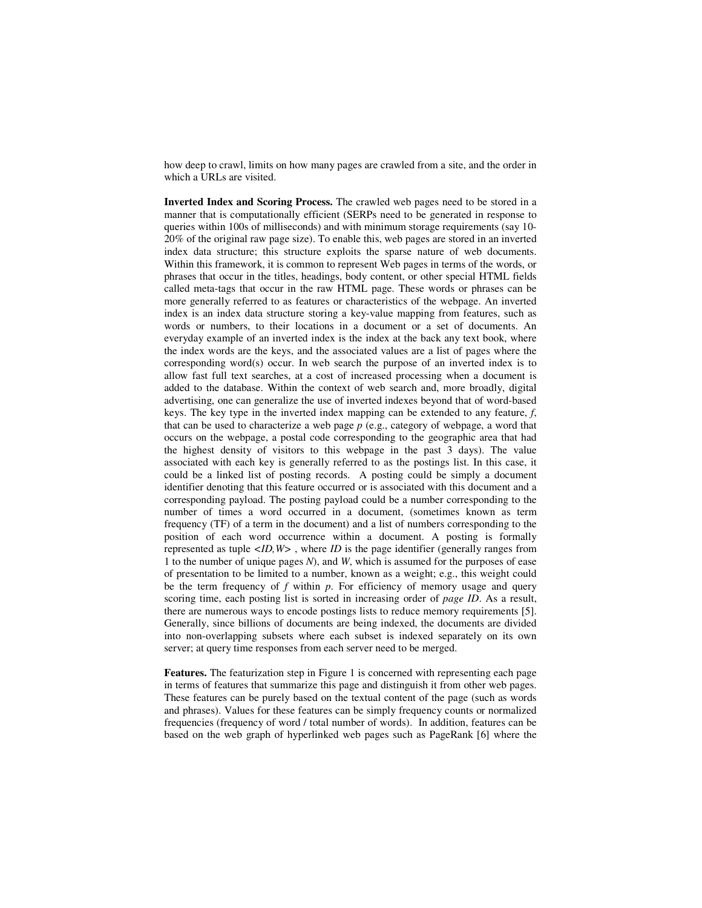how deep to crawl, limits on how many pages are crawled from a site, and the order in which a URLs are visited.

**Inverted Index and Scoring Process.** The crawled web pages need to be stored in a manner that is computationally efficient (SERPs need to be generated in response to queries within 100s of milliseconds) and with minimum storage requirements (say 10-20% of the original raw page size). To enable this, web pages are stored in an inverted index data structure; this structure exploits the sparse nature of web documents. Within this framework, it is common to represent Web pages in terms of the words, or phrases that occur in the titles, headings, body content, or other special HTML fields called meta-tags that occur in the raw HTML page. These words or phrases can be more generally referred to as features or characteristics of the webpage. An inverted index is an index data structure storing a key-value mapping from features, such as words or numbers, to their locations in a document or a set of documents. An everyday example of an inverted index is the index at the back any text book, where the index words are the keys, and the associated values are a list of pages where the corresponding word(s) occur. In web search the purpose of an inverted index is to allow fast full text searches, at a cost of increased processing when a document is added to the database. Within the context of web search and, more broadly, digital advertising, one can generalize the use of inverted indexes beyond that of word-based keys. The key type in the inverted index mapping can be extended to any feature, *f*, that can be used to characterize a web page *p* (e.g., category of webpage, a word that occurs on the webpage, a postal code corresponding to the geographic area that had the highest density of visitors to this webpage in the past 3 days). The value associated with each key is generally referred to as the postings list. In this case, it could be a linked list of posting records. A posting could be simply a document identifier denoting that this feature occurred or is associated with this document and a corresponding payload. The posting payload could be a number corresponding to the number of times a word occurred in a document, (sometimes known as term frequency (TF) of a term in the document) and a list of numbers corresponding to the position of each word occurrence within a document. A posting is formally represented as tuple <*ID,W*> , where *ID* is the page identifier (generally ranges from 1 to the number of unique pages *N*), and *W*, which is assumed for the purposes of ease of presentation to be limited to a number, known as a weight; e.g., this weight could be the term frequency of *f* within *p*. For efficiency of memory usage and query scoring time, each posting list is sorted in increasing order of *page ID*. As a result, there are numerous ways to encode postings lists to reduce memory requirements [5]. Generally, since billions of documents are being indexed, the documents are divided into non-overlapping subsets where each subset is indexed separately on its own server; at query time responses from each server need to be merged.

**Features.** The featurization step in Figure 1 is concerned with representing each page in terms of features that summarize this page and distinguish it from other web pages. These features can be purely based on the textual content of the page (such as words and phrases). Values for these features can be simply frequency counts or normalized frequencies (frequency of word / total number of words). In addition, features can be based on the web graph of hyperlinked web pages such as PageRank [6] where the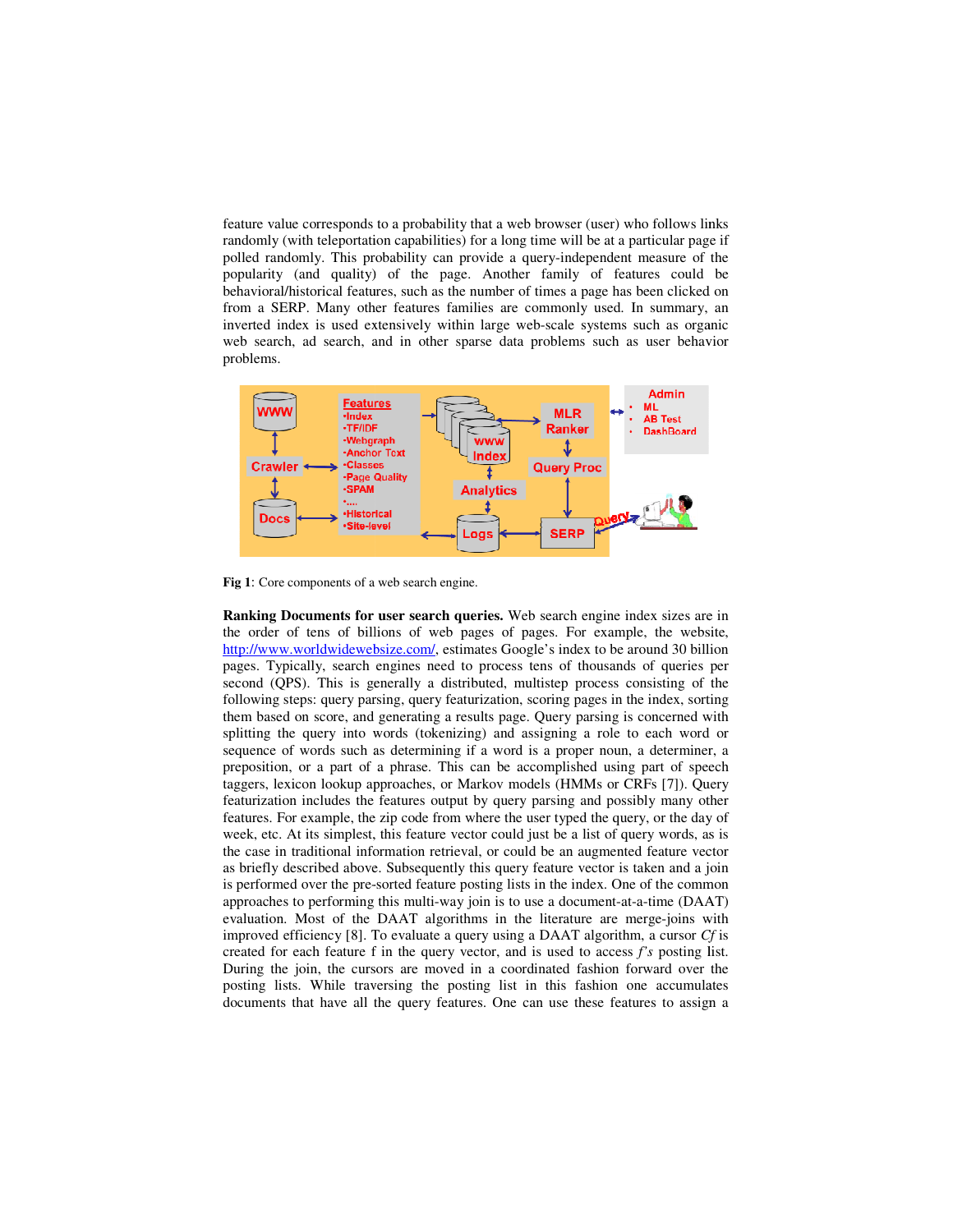feature value corresponds to a probability that a web browser (user) who follows links randomly (with teleportation capabilities) for a long time will be at a particular page if polled randomly. This probability can provide a query-independent measure of the popularity (and quality) of the page. Another family of features could be behavioral/historical features, such as the number of times a page has been clicked on from a SERP. Many other features families are commonly used. In summary, an inverted index is used extensively within large web-scale systems such as organic web search, ad search, and in other sparse data problems such as user behavior problems.

WWW
Crawler
Docs
Features
•Index
•TF/IDF
•Webgraph
•Anchor Text
•Classes
•Page Quality
•SPAM
•....
•Historical
•Site-level
WWW Index
Analytics
Logs
MLR Ranker
Query Proc
SERP
Query
Admin
• ML
• AB Test
• DashBoard

**Fig 1**: Core components of a web search engine.

**Ranking Documents for user search queries.** Web search engine index sizes are in the order of tens of billions of web pages of pages. For example, the website, http://www.worldwidewebsize.com/, estimates Google's index to be around 30 billion pages. Typically, search engines need to process tens of thousands of queries per second (QPS). This is generally a distributed, multistep process consisting of the following steps: query parsing, query featurization, scoring pages in the index, sorting them based on score, and generating a results page. Query parsing is concerned with splitting the query into words (tokenizing) and assigning a role to each word or sequence of words such as determining if a word is a proper noun, a determiner, a preposition, or a part of a phrase. This can be accomplished using part of speech taggers, lexicon lookup approaches, or Markov models (HMMs or CRFs [7]). Query featurization includes the features output by query parsing and possibly many other features. For example, the zip code from where the user typed the query, or the day of week, etc. At its simplest, this feature vector could just be a list of query words, as is the case in traditional information retrieval, or could be an augmented feature vector as briefly described above. Subsequently this query feature vector is taken and a join is performed over the pre-sorted feature posting lists in the index. One of the common approaches to performing this multi-way join is to use a document-at-a-time (DAAT) evaluation. Most of the DAAT algorithms in the literature are merge-joins with improved efficiency [8]. To evaluate a query using a DAAT algorithm, a cursor *Cf* is created for each feature f in the query vector, and is used to access *f's* posting list. During the join, the cursors are moved in a coordinated fashion forward over the posting lists. While traversing the posting list in this fashion one accumulates documents that have all the query features. One can use these features to assign a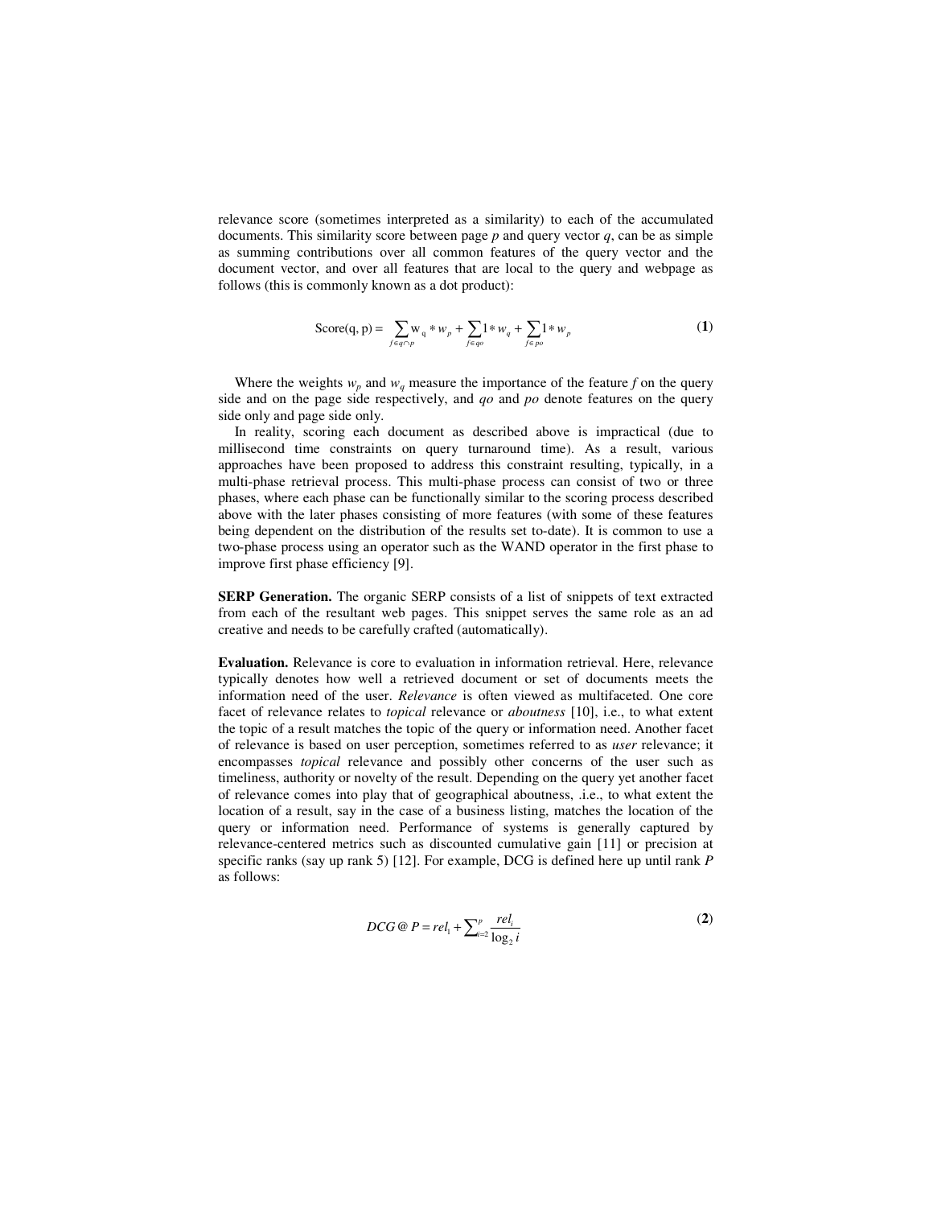relevance score (sometimes interpreted as a similarity) to each of the accumulated documents. This similarity score between page *p* and query vector *q*, can be as simple as summing contributions over all common features of the query vector and the document vector, and over all features that are local to the query and webpage as follows (this is commonly known as a dot product):

$$\text{Score(q, p)} = \sum_{f \in q \cap p} w_q * w_p + \sum_{f \in qo} 1 * w_q + \sum_{f \in po} 1 * w_p \tag{1}$$

Where the weights $w_p$ and $w_q$ measure the importance of the feature *f* on the query side and on the page side respectively, and *qo* and *po* denote features on the query side only and page side only.

In reality, scoring each document as described above is impractical (due to millisecond time constraints on query turnaround time). As a result, various approaches have been proposed to address this constraint resulting, typically, in a multi-phase retrieval process. This multi-phase process can consist of two or three phases, where each phase can be functionally similar to the scoring process described above with the later phases consisting of more features (with some of these features being dependent on the distribution of the results set to-date). It is common to use a two-phase process using an operator such as the WAND operator in the first phase to improve first phase efficiency [9].

**SERP Generation.** The organic SERP consists of a list of snippets of text extracted from each of the resultant web pages. This snippet serves the same role as an ad creative and needs to be carefully crafted (automatically).

**Evaluation.** Relevance is core to evaluation in information retrieval. Here, relevance typically denotes how well a retrieved document or set of documents meets the information need of the user. *Relevance* is often viewed as multifaceted. One core facet of relevance relates to *topical* relevance or *aboutness* [10], i.e., to what extent the topic of a result matches the topic of the query or information need. Another facet of relevance is based on user perception, sometimes referred to as *user* relevance; it encompasses *topical* relevance and possibly other concerns of the user such as timeliness, authority or novelty of the result. Depending on the query yet another facet of relevance comes into play that of geographical aboutness, .i.e., to what extent the location of a result, say in the case of a business listing, matches the location of the query or information need. Performance of systems is generally captured by relevance-centered metrics such as discounted cumulative gain [11] or precision at specific ranks (say up rank 5) [12]. For example, DCG is defined here up until rank *P* as follows:

$$DCG@P = rel_1 + \sum_{i=2}^{p} \frac{rel_i}{\log_2 i} \tag{2}$$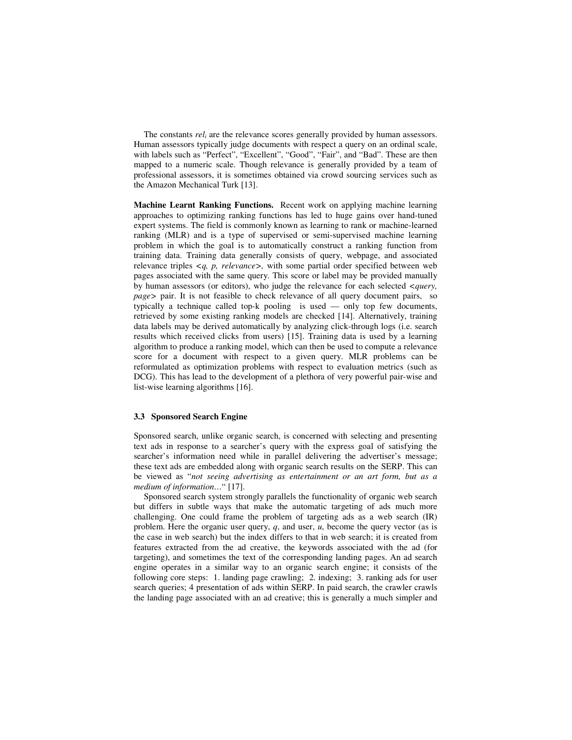The constants $rel_i$ are the relevance scores generally provided by human assessors. Human assessors typically judge documents with respect a query on an ordinal scale, with labels such as "Perfect", "Excellent", "Good", "Fair", and "Bad". These are then mapped to a numeric scale. Though relevance is generally provided by a team of professional assessors, it is sometimes obtained via crowd sourcing services such as the Amazon Mechanical Turk [13].

**Machine Learnt Ranking Functions.** Recent work on applying machine learning approaches to optimizing ranking functions has led to huge gains over hand-tuned expert systems. The field is commonly known as learning to rank or machine-learned ranking (MLR) and is a type of supervised or semi-supervised machine learning problem in which the goal is to automatically construct a ranking function from training data. Training data generally consists of query, webpage, and associated relevance triples <*q, p, relevance*>, with some partial order specified between web pages associated with the same query. This score or label may be provided manually by human assessors (or editors), who judge the relevance for each selected <*query, page*> pair. It is not feasible to check relevance of all query document pairs, so typically a technique called top-k pooling is used — only top few documents, retrieved by some existing ranking models are checked [14]. Alternatively, training data labels may be derived automatically by analyzing click-through logs (i.e. search results which received clicks from users) [15]. Training data is used by a learning algorithm to produce a ranking model, which can then be used to compute a relevance score for a document with respect to a given query. MLR problems can be reformulated as optimization problems with respect to evaluation metrics (such as DCG). This has lead to the development of a plethora of very powerful pair-wise and list-wise learning algorithms [16].

### 3.3 Sponsored Search Engine

Sponsored search, unlike organic search, is concerned with selecting and presenting text ads in response to a searcher's query with the express goal of satisfying the searcher's information need while in parallel delivering the advertiser's message; these text ads are embedded along with organic search results on the SERP. This can be viewed as "*not seeing advertising as entertainment or an art form, but as a medium of information…*" [17].

Sponsored search system strongly parallels the functionality of organic web search but differs in subtle ways that make the automatic targeting of ads much more challenging. One could frame the problem of targeting ads as a web search (IR) problem. Here the organic user query, *q*, and user, *u*, become the query vector (as is the case in web search) but the index differs to that in web search; it is created from features extracted from the ad creative, the keywords associated with the ad (for targeting), and sometimes the text of the corresponding landing pages. An ad search engine operates in a similar way to an organic search engine; it consists of the following core steps: 1. landing page crawling; 2. indexing; 3. ranking ads for user search queries; 4 presentation of ads within SERP. In paid search, the crawler crawls the landing page associated with an ad creative; this is generally a much simpler and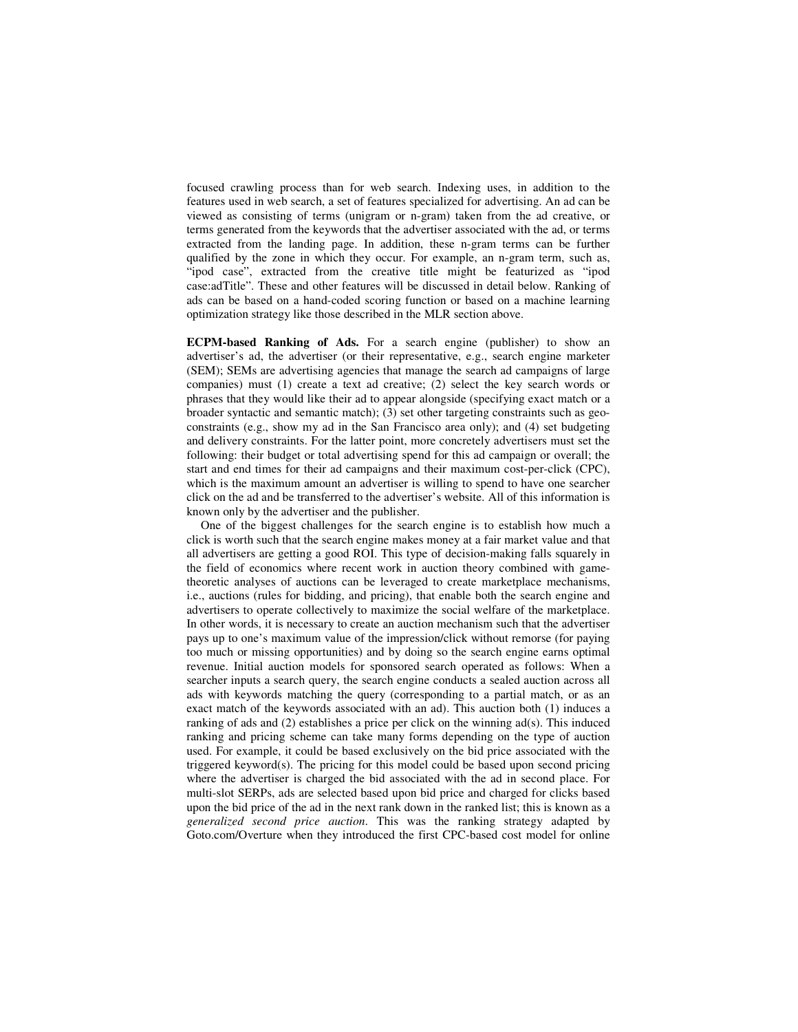focused crawling process than for web search. Indexing uses, in addition to the features used in web search, a set of features specialized for advertising. An ad can be viewed as consisting of terms (unigram or n-gram) taken from the ad creative, or terms generated from the keywords that the advertiser associated with the ad, or terms extracted from the landing page. In addition, these n-gram terms can be further qualified by the zone in which they occur. For example, an n-gram term, such as, "ipod case", extracted from the creative title might be featurized as "ipod case:adTitle". These and other features will be discussed in detail below. Ranking of ads can be based on a hand-coded scoring function or based on a machine learning optimization strategy like those described in the MLR section above.

**ECPM-based Ranking of Ads.** For a search engine (publisher) to show an advertiser's ad, the advertiser (or their representative, e.g., search engine marketer (SEM); SEMs are advertising agencies that manage the search ad campaigns of large companies) must (1) create a text ad creative; (2) select the key search words or phrases that they would like their ad to appear alongside (specifying exact match or a broader syntactic and semantic match); (3) set other targeting constraints such as geo-constraints (e.g., show my ad in the San Francisco area only); and (4) set budgeting and delivery constraints. For the latter point, more concretely advertisers must set the following: their budget or total advertising spend for this ad campaign or overall; the start and end times for their ad campaigns and their maximum cost-per-click (CPC), which is the maximum amount an advertiser is willing to spend to have one searcher click on the ad and be transferred to the advertiser's website. All of this information is known only by the advertiser and the publisher.

One of the biggest challenges for the search engine is to establish how much a click is worth such that the search engine makes money at a fair market value and that all advertisers are getting a good ROI. This type of decision-making falls squarely in the field of economics where recent work in auction theory combined with game-theoretic analyses of auctions can be leveraged to create marketplace mechanisms, i.e., auctions (rules for bidding, and pricing), that enable both the search engine and advertisers to operate collectively to maximize the social welfare of the marketplace. In other words, it is necessary to create an auction mechanism such that the advertiser pays up to one's maximum value of the impression/click without remorse (for paying too much or missing opportunities) and by doing so the search engine earns optimal revenue. Initial auction models for sponsored search operated as follows: When a searcher inputs a search query, the search engine conducts a sealed auction across all ads with keywords matching the query (corresponding to a partial match, or as an exact match of the keywords associated with an ad). This auction both (1) induces a ranking of ads and (2) establishes a price per click on the winning ad(s). This induced ranking and pricing scheme can take many forms depending on the type of auction used. For example, it could be based exclusively on the bid price associated with the triggered keyword(s). The pricing for this model could be based upon second pricing where the advertiser is charged the bid associated with the ad in second place. For multi-slot SERPs, ads are selected based upon bid price and charged for clicks based upon the bid price of the ad in the next rank down in the ranked list; this is known as a *generalized second price auction*. This was the ranking strategy adapted by Goto.com/Overture when they introduced the first CPC-based cost model for online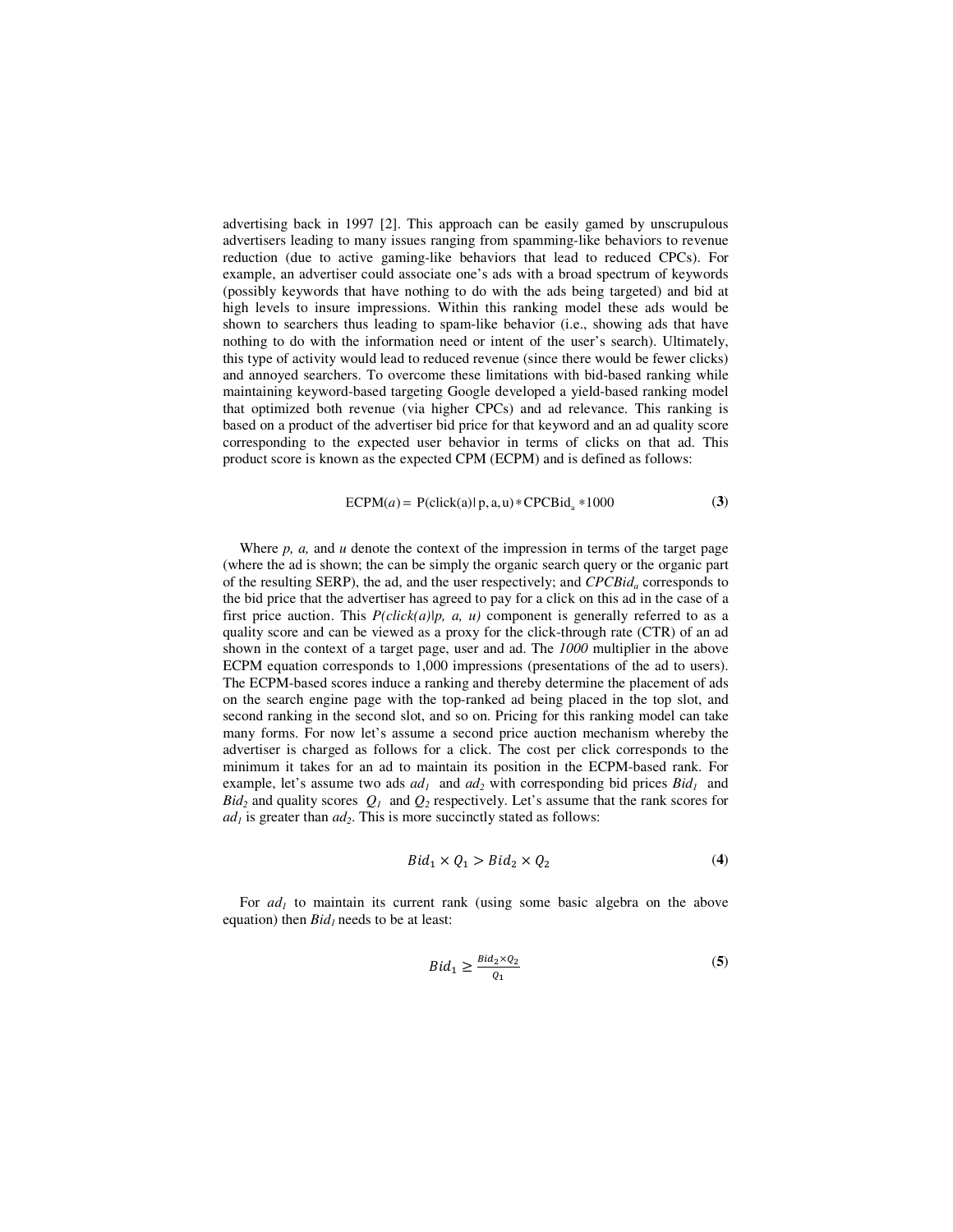advertising back in 1997 [2]. This approach can be easily gamed by unscrupulous advertisers leading to many issues ranging from spamming-like behaviors to revenue reduction (due to active gaming-like behaviors that lead to reduced CPCs). For example, an advertiser could associate one's ads with a broad spectrum of keywords (possibly keywords that have nothing to do with the ads being targeted) and bid at high levels to insure impressions. Within this ranking model these ads would be shown to searchers thus leading to spam-like behavior (i.e., showing ads that have nothing to do with the information need or intent of the user's search). Ultimately, this type of activity would lead to reduced revenue (since there would be fewer clicks) and annoyed searchers. To overcome these limitations with bid-based ranking while maintaining keyword-based targeting Google developed a yield-based ranking model that optimized both revenue (via higher CPCs) and ad relevance. This ranking is based on a product of the advertiser bid price for that keyword and an ad quality score corresponding to the expected user behavior in terms of clicks on that ad. This product score is known as the expected CPM (ECPM) and is defined as follows:

$$\text{ECPM}(a) = \text{P}(\text{click}(a) \mid \text{p}, \text{a}, \text{u}) * \text{CPCBid}_a * 1000 \qquad (3)$$

Where *p, a,* and *u* denote the context of the impression in terms of the target page (where the ad is shown; the can be simply the organic search query or the organic part of the resulting SERP), the ad, and the user respectively; and $CPCBid_a$ corresponds to the bid price that the advertiser has agreed to pay for a click on this ad in the case of a first price auction. This $P(click(a)|p, a, u)$ component is generally referred to as a quality score and can be viewed as a proxy for the click-through rate (CTR) of an ad shown in the context of a target page, user and ad. The *1000* multiplier in the above ECPM equation corresponds to 1,000 impressions (presentations of the ad to users). The ECPM-based scores induce a ranking and thereby determine the placement of ads on the search engine page with the top-ranked ad being placed in the top slot, and second ranking in the second slot, and so on. Pricing for this ranking model can take many forms. For now let's assume a second price auction mechanism whereby the advertiser is charged as follows for a click. The cost per click corresponds to the minimum it takes for an ad to maintain its position in the ECPM-based rank. For example, let's assume two ads $ad_1$ and $ad_2$ with corresponding bid prices $Bid_1$ and $Bid_2$ and quality scores $Q_1$ and $Q_2$ respectively. Let's assume that the rank scores for $ad_1$ is greater than $ad_2$. This is more succinctly stated as follows:

$$Bid_1 \times Q_1 > Bid_2 \times Q_2 \qquad (4)$$

For $ad_1$ to maintain its current rank (using some basic algebra on the above equation) then $Bid_1$ needs to be at least:

$$Bid_1 \geq \frac{Bid_2 \times Q_2}{Q_1} \qquad (5)$$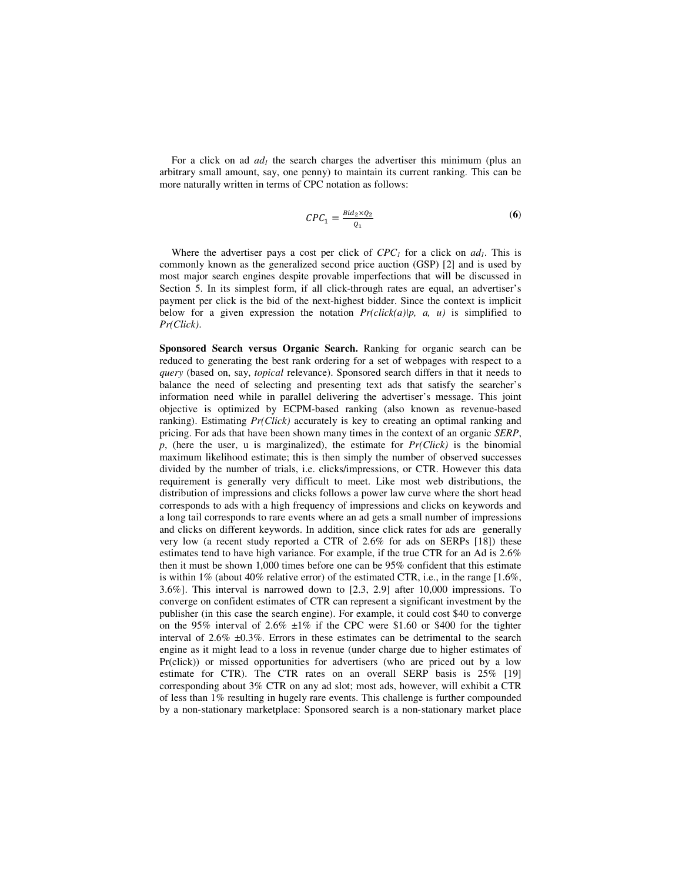For a click on ad $ad_1$ the search charges the advertiser this minimum (plus an arbitrary small amount, say, one penny) to maintain its current ranking. This can be more naturally written in terms of CPC notation as follows:

$$CPC_1 = \frac{Bid_2 \times Q_2}{Q_1} \tag{6}$$

Where the advertiser pays a cost per click of $CPC_1$ for a click on $ad_1$. This is commonly known as the generalized second price auction (GSP) [2] and is used by most major search engines despite provable imperfections that will be discussed in Section 5. In its simplest form, if all click-through rates are equal, an advertiser's payment per click is the bid of the next-highest bidder. Since the context is implicit below for a given expression the notation $Pr(click(a)|p, a, u)$ is simplified to $Pr(Click)$.

**Sponsored Search versus Organic Search.** Ranking for organic search can be reduced to generating the best rank ordering for a set of webpages with respect to a *query* (based on, say, *topical* relevance). Sponsored search differs in that it needs to balance the need of selecting and presenting text ads that satisfy the searcher's information need while in parallel delivering the advertiser's message. This joint objective is optimized by ECPM-based ranking (also known as revenue-based ranking). Estimating $Pr(Click)$ accurately is key to creating an optimal ranking and pricing. For ads that have been shown many times in the context of an organic *SERP*, *p*, (here the user, u is marginalized), the estimate for $Pr(Click)$ is the binomial maximum likelihood estimate; this is then simply the number of observed successes divided by the number of trials, i.e. clicks/impressions, or CTR. However this data requirement is generally very difficult to meet. Like most web distributions, the distribution of impressions and clicks follows a power law curve where the short head corresponds to ads with a high frequency of impressions and clicks on keywords and a long tail corresponds to rare events where an ad gets a small number of impressions and clicks on different keywords. In addition, since click rates for ads are generally very low (a recent study reported a CTR of 2.6% for ads on SERPs [18]) these estimates tend to have high variance. For example, if the true CTR for an Ad is 2.6% then it must be shown 1,000 times before one can be 95% confident that this estimate is within 1% (about 40% relative error) of the estimated CTR, i.e., in the range [1.6%, 3.6%]. This interval is narrowed down to [2.3, 2.9] after 10,000 impressions. To converge on confident estimates of CTR can represent a significant investment by the publisher (in this case the search engine). For example, it could cost \$40 to converge on the 95% interval of 2.6% ±1% if the CPC were \$1.60 or \$400 for the tighter interval of 2.6% ±0.3%. Errors in these estimates can be detrimental to the search engine as it might lead to a loss in revenue (under charge due to higher estimates of Pr(click)) or missed opportunities for advertisers (who are priced out by a low estimate for CTR). The CTR rates on an overall SERP basis is 25% [19] corresponding about 3% CTR on any ad slot; most ads, however, will exhibit a CTR of less than 1% resulting in hugely rare events. This challenge is further compounded by a non-stationary marketplace: Sponsored search is a non-stationary market place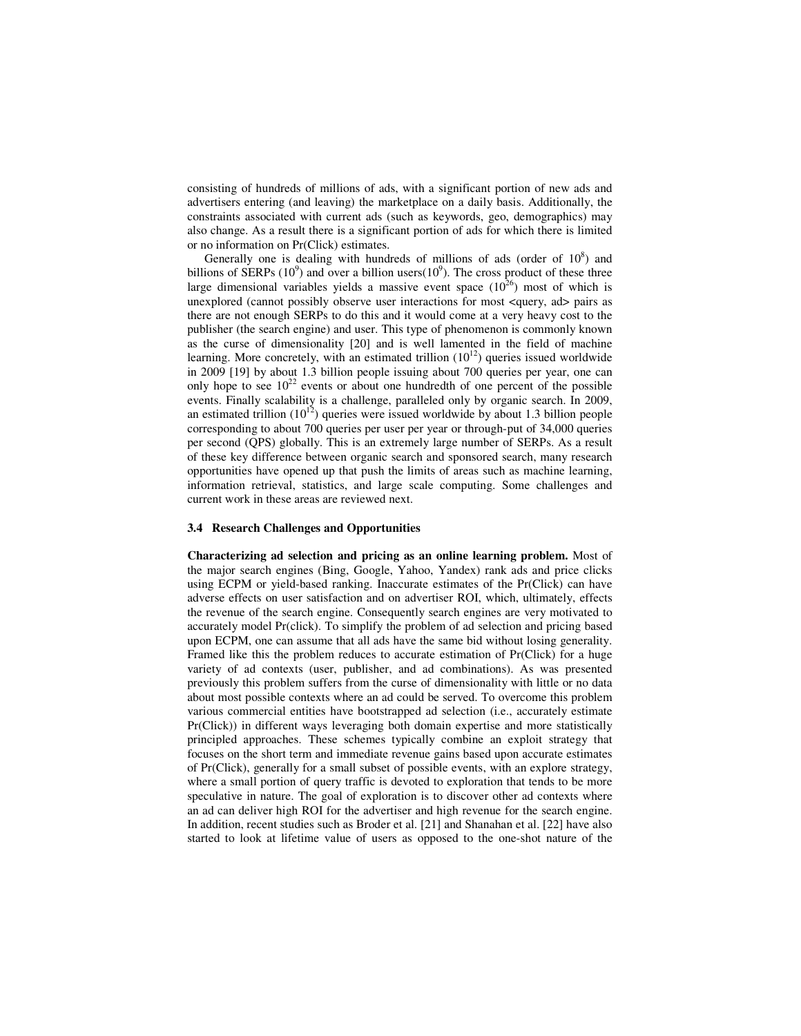consisting of hundreds of millions of ads, with a significant portion of new ads and advertisers entering (and leaving) the marketplace on a daily basis. Additionally, the constraints associated with current ads (such as keywords, geo, demographics) may also change. As a result there is a significant portion of ads for which there is limited or no information on Pr(Click) estimates.

Generally one is dealing with hundreds of millions of ads (order of $10^8$) and billions of SERPs ($10^9$) and over a billion users($10^9$). The cross product of these three large dimensional variables yields a massive event space ($10^{26}$) most of which is unexplored (cannot possibly observe user interactions for most <query, ad> pairs as there are not enough SERPs to do this and it would come at a very heavy cost to the publisher (the search engine) and user. This type of phenomenon is commonly known as the curse of dimensionality [20] and is well lamented in the field of machine learning. More concretely, with an estimated trillion ($10^{12}$) queries issued worldwide in 2009 [19] by about 1.3 billion people issuing about 700 queries per year, one can only hope to see $10^{22}$ events or about one hundredth of one percent of the possible events. Finally scalability is a challenge, paralleled only by organic search. In 2009, an estimated trillion ($10^{12}$) queries were issued worldwide by about 1.3 billion people corresponding to about 700 queries per user per year or through-put of 34,000 queries per second (QPS) globally. This is an extremely large number of SERPs. As a result of these key difference between organic search and sponsored search, many research opportunities have opened up that push the limits of areas such as machine learning, information retrieval, statistics, and large scale computing. Some challenges and current work in these areas are reviewed next.

### 3.4 Research Challenges and Opportunities

**Characterizing ad selection and pricing as an online learning problem.** Most of the major search engines (Bing, Google, Yahoo, Yandex) rank ads and price clicks using ECPM or yield-based ranking. Inaccurate estimates of the Pr(Click) can have adverse effects on user satisfaction and on advertiser ROI, which, ultimately, effects the revenue of the search engine. Consequently search engines are very motivated to accurately model Pr(click). To simplify the problem of ad selection and pricing based upon ECPM, one can assume that all ads have the same bid without losing generality. Framed like this the problem reduces to accurate estimation of Pr(Click) for a huge variety of ad contexts (user, publisher, and ad combinations). As was presented previously this problem suffers from the curse of dimensionality with little or no data about most possible contexts where an ad could be served. To overcome this problem various commercial entities have bootstrapped ad selection (i.e., accurately estimate Pr(Click)) in different ways leveraging both domain expertise and more statistically principled approaches. These schemes typically combine an exploit strategy that focuses on the short term and immediate revenue gains based upon accurate estimates of Pr(Click), generally for a small subset of possible events, with an explore strategy, where a small portion of query traffic is devoted to exploration that tends to be more speculative in nature. The goal of exploration is to discover other ad contexts where an ad can deliver high ROI for the advertiser and high revenue for the search engine. In addition, recent studies such as Broder et al. [21] and Shanahan et al. [22] have also started to look at lifetime value of users as opposed to the one-shot nature of the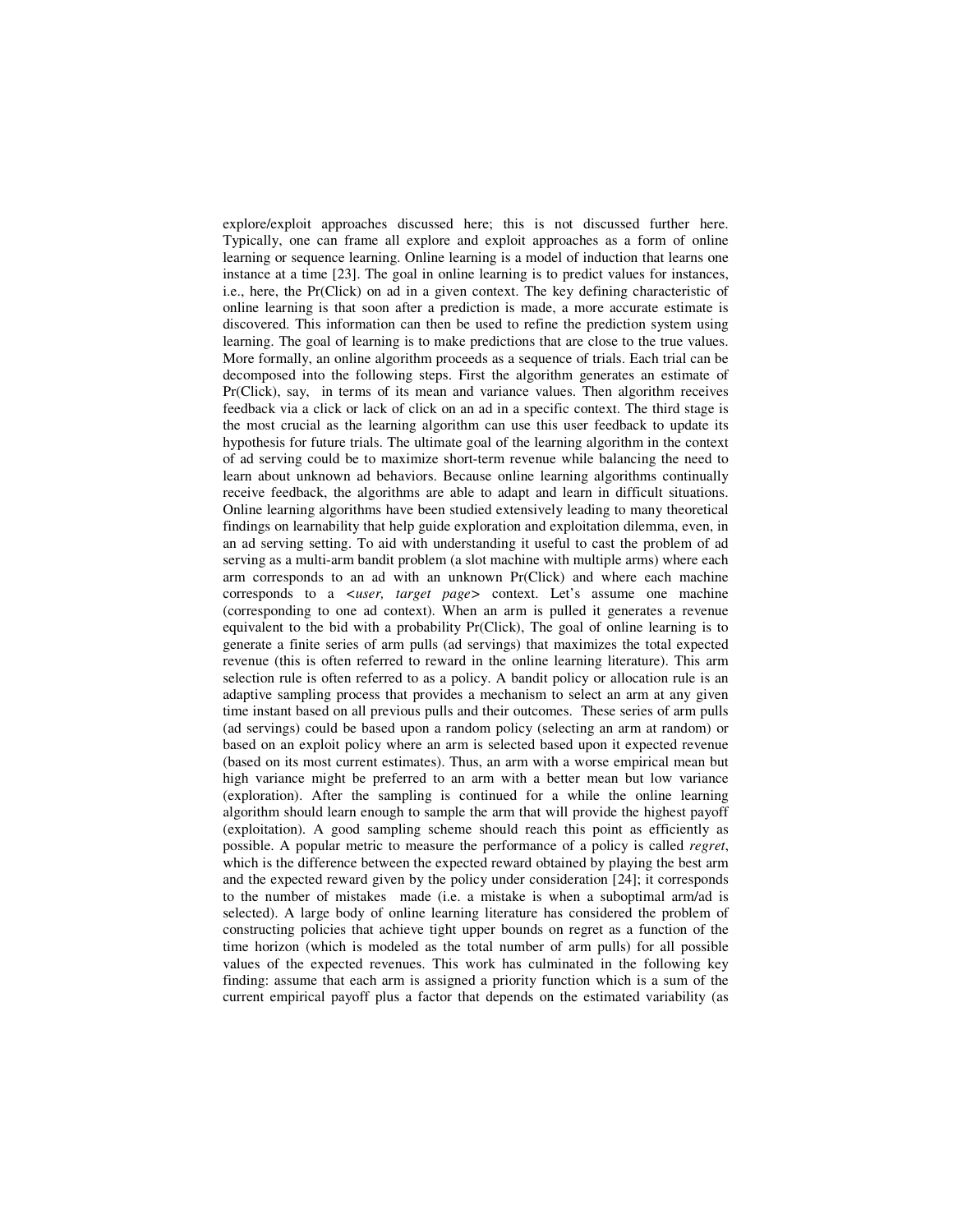explore/exploit approaches discussed here; this is not discussed further here. Typically, one can frame all explore and exploit approaches as a form of online learning or sequence learning. Online learning is a model of induction that learns one instance at a time [23]. The goal in online learning is to predict values for instances, i.e., here, the Pr(Click) on ad in a given context. The key defining characteristic of online learning is that soon after a prediction is made, a more accurate estimate is discovered. This information can then be used to refine the prediction system using learning. The goal of learning is to make predictions that are close to the true values. More formally, an online algorithm proceeds as a sequence of trials. Each trial can be decomposed into the following steps. First the algorithm generates an estimate of Pr(Click), say, in terms of its mean and variance values. Then algorithm receives feedback via a click or lack of click on an ad in a specific context. The third stage is the most crucial as the learning algorithm can use this user feedback to update its hypothesis for future trials. The ultimate goal of the learning algorithm in the context of ad serving could be to maximize short-term revenue while balancing the need to learn about unknown ad behaviors. Because online learning algorithms continually receive feedback, the algorithms are able to adapt and learn in difficult situations. Online learning algorithms have been studied extensively leading to many theoretical findings on learnability that help guide exploration and exploitation dilemma, even, in an ad serving setting. To aid with understanding it useful to cast the problem of ad serving as a multi-arm bandit problem (a slot machine with multiple arms) where each arm corresponds to an ad with an unknown Pr(Click) and where each machine corresponds to a <*user, target page*> context. Let's assume one machine (corresponding to one ad context). When an arm is pulled it generates a revenue equivalent to the bid with a probability Pr(Click), The goal of online learning is to generate a finite series of arm pulls (ad servings) that maximizes the total expected revenue (this is often referred to reward in the online learning literature). This arm selection rule is often referred to as a policy. A bandit policy or allocation rule is an adaptive sampling process that provides a mechanism to select an arm at any given time instant based on all previous pulls and their outcomes. These series of arm pulls (ad servings) could be based upon a random policy (selecting an arm at random) or based on an exploit policy where an arm is selected based upon it expected revenue (based on its most current estimates). Thus, an arm with a worse empirical mean but high variance might be preferred to an arm with a better mean but low variance (exploration). After the sampling is continued for a while the online learning algorithm should learn enough to sample the arm that will provide the highest payoff (exploitation). A good sampling scheme should reach this point as efficiently as possible. A popular metric to measure the performance of a policy is called *regret*, which is the difference between the expected reward obtained by playing the best arm and the expected reward given by the policy under consideration [24]; it corresponds to the number of mistakes made (i.e. a mistake is when a suboptimal arm/ad is selected). A large body of online learning literature has considered the problem of constructing policies that achieve tight upper bounds on regret as a function of the time horizon (which is modeled as the total number of arm pulls) for all possible values of the expected revenues. This work has culminated in the following key finding: assume that each arm is assigned a priority function which is a sum of the current empirical payoff plus a factor that depends on the estimated variability (as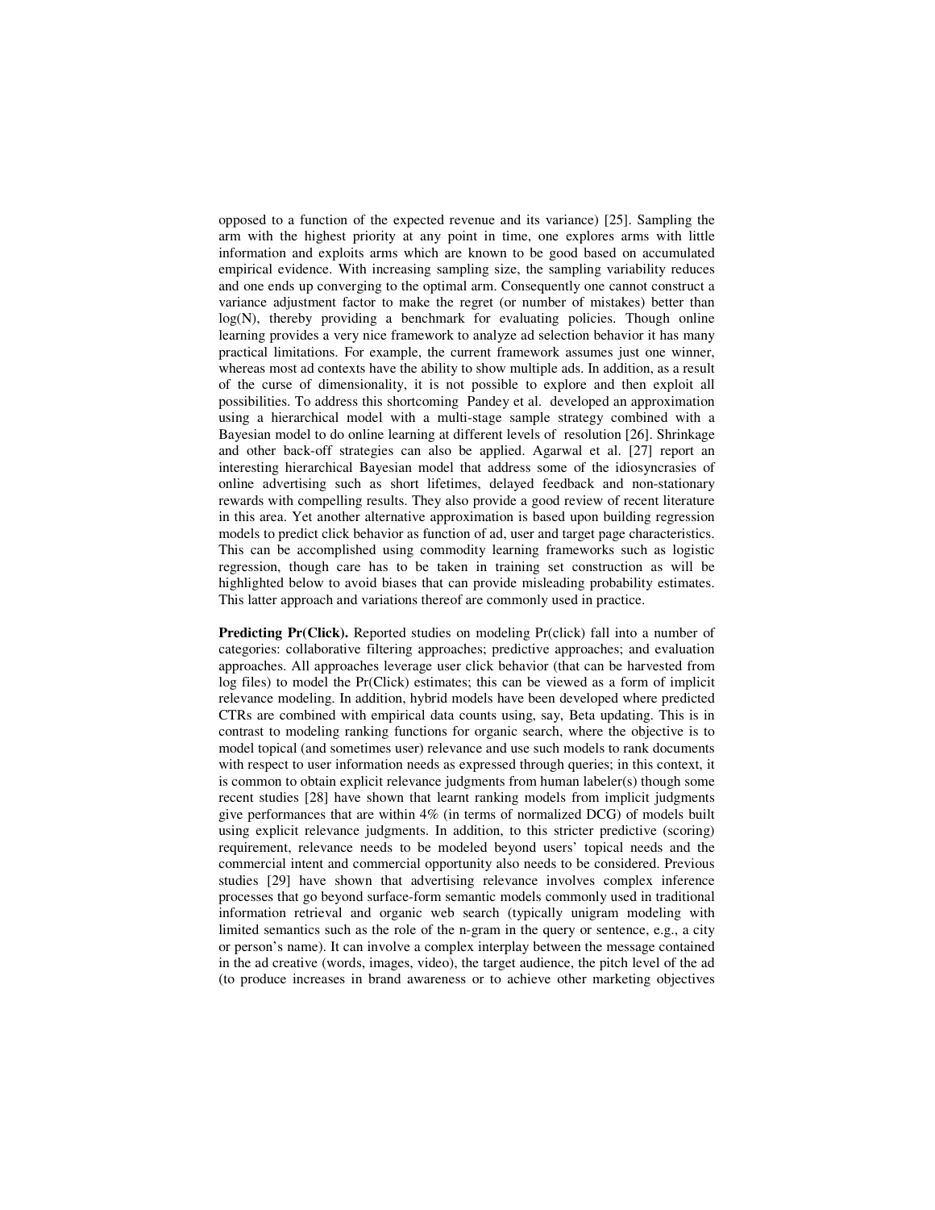opposed to a function of the expected revenue and its variance) [25]. Sampling the arm with the highest priority at any point in time, one explores arms with little information and exploits arms which are known to be good based on accumulated empirical evidence. With increasing sampling size, the sampling variability reduces and one ends up converging to the optimal arm. Consequently one cannot construct a variance adjustment factor to make the regret (or number of mistakes) better than log(N), thereby providing a benchmark for evaluating policies. Though online learning provides a very nice framework to analyze ad selection behavior it has many practical limitations. For example, the current framework assumes just one winner, whereas most ad contexts have the ability to show multiple ads. In addition, as a result of the curse of dimensionality, it is not possible to explore and then exploit all possibilities. To address this shortcoming Pandey et al. developed an approximation using a hierarchical model with a multi-stage sample strategy combined with a Bayesian model to do online learning at different levels of resolution [26]. Shrinkage and other back-off strategies can also be applied. Agarwal et al. [27] report an interesting hierarchical Bayesian model that address some of the idiosyncrasies of online advertising such as short lifetimes, delayed feedback and non-stationary rewards with compelling results. They also provide a good review of recent literature in this area. Yet another alternative approximation is based upon building regression models to predict click behavior as function of ad, user and target page characteristics. This can be accomplished using commodity learning frameworks such as logistic regression, though care has to be taken in training set construction as will be highlighted below to avoid biases that can provide misleading probability estimates. This latter approach and variations thereof are commonly used in practice.

**Predicting Pr(Click).** Reported studies on modeling Pr(click) fall into a number of categories: collaborative filtering approaches; predictive approaches; and evaluation approaches. All approaches leverage user click behavior (that can be harvested from log files) to model the Pr(Click) estimates; this can be viewed as a form of implicit relevance modeling. In addition, hybrid models have been developed where predicted CTRs are combined with empirical data counts using, say, Beta updating. This is in contrast to modeling ranking functions for organic search, where the objective is to model topical (and sometimes user) relevance and use such models to rank documents with respect to user information needs as expressed through queries; in this context, it is common to obtain explicit relevance judgments from human labeler(s) though some recent studies [28] have shown that learnt ranking models from implicit judgments give performances that are within 4% (in terms of normalized DCG) of models built using explicit relevance judgments. In addition, to this stricter predictive (scoring) requirement, relevance needs to be modeled beyond users' topical needs and the commercial intent and commercial opportunity also needs to be considered. Previous studies [29] have shown that advertising relevance involves complex inference processes that go beyond surface-form semantic models commonly used in traditional information retrieval and organic web search (typically unigram modeling with limited semantics such as the role of the n-gram in the query or sentence, e.g., a city or person's name). It can involve a complex interplay between the message contained in the ad creative (words, images, video), the target audience, the pitch level of the ad (to produce increases in brand awareness or to achieve other marketing objectives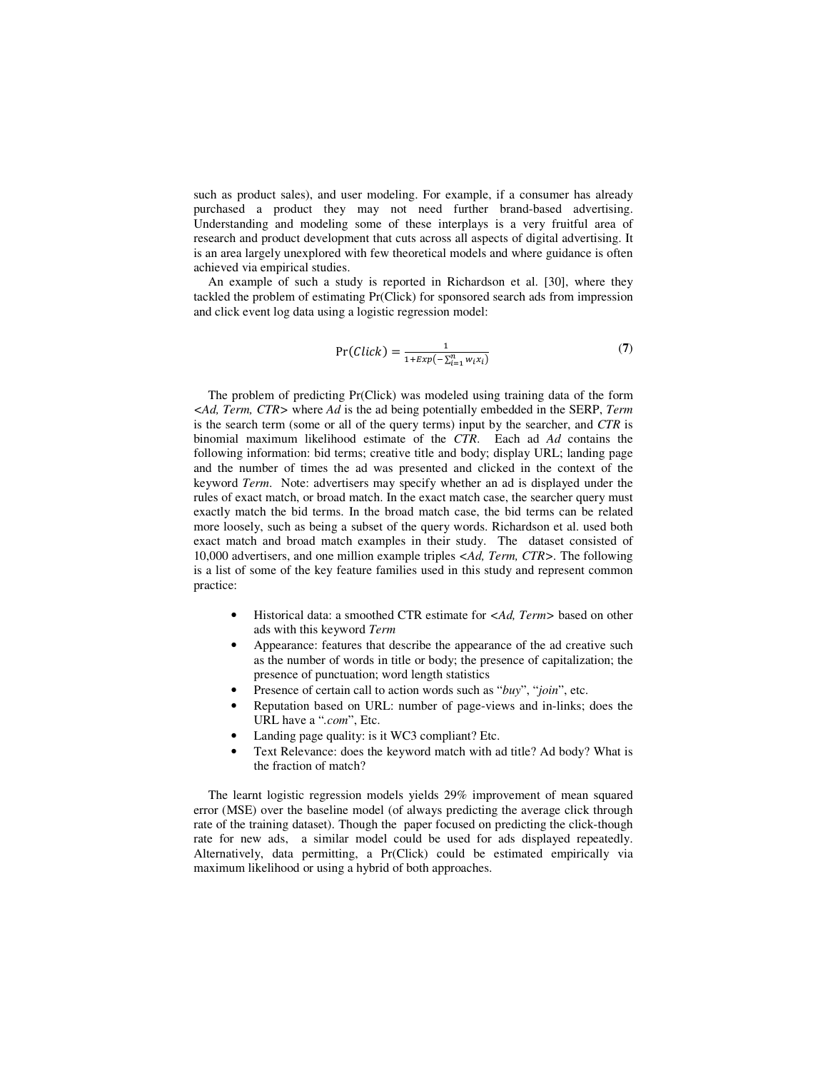such as product sales), and user modeling. For example, if a consumer has already purchased a product they may not need further brand-based advertising. Understanding and modeling some of these interplays is a very fruitful area of research and product development that cuts across all aspects of digital advertising. It is an area largely unexplored with few theoretical models and where guidance is often achieved via empirical studies.

An example of such a study is reported in Richardson et al. [30], where they tackled the problem of estimating Pr(Click) for sponsored search ads from impression and click event log data using a logistic regression model:

$$\Pr(Click) = \frac{1}{1+Exp(-\sum_{i=1}^{n} w_i x_i)} \quad (7)$$

The problem of predicting Pr(Click) was modeled using training data of the form *<Ad, Term, CTR>* where *Ad* is the ad being potentially embedded in the SERP, *Term* is the search term (some or all of the query terms) input by the searcher, and *CTR* is binomial maximum likelihood estimate of the *CTR*. Each ad *Ad* contains the following information: bid terms; creative title and body; display URL; landing page and the number of times the ad was presented and clicked in the context of the keyword *Term*. Note: advertisers may specify whether an ad is displayed under the rules of exact match, or broad match. In the exact match case, the searcher query must exactly match the bid terms. In the broad match case, the bid terms can be related more loosely, such as being a subset of the query words. Richardson et al. used both exact match and broad match examples in their study. The dataset consisted of 10,000 advertisers, and one million example triples *<Ad, Term, CTR>*. The following is a list of some of the key feature families used in this study and represent common practice:

- Historical data: a smoothed CTR estimate for *<Ad, Term>* based on other ads with this keyword *Term*
- Appearance: features that describe the appearance of the ad creative such as the number of words in title or body; the presence of capitalization; the presence of punctuation; word length statistics
- Presence of certain call to action words such as "*buy*", "*join*", etc.
- Reputation based on URL: number of page-views and in-links; does the URL have a "*.com*", Etc.
- Landing page quality: is it WC3 compliant? Etc.
- Text Relevance: does the keyword match with ad title? Ad body? What is the fraction of match?

The learnt logistic regression models yields 29% improvement of mean squared error (MSE) over the baseline model (of always predicting the average click through rate of the training dataset). Though the paper focused on predicting the click-though rate for new ads, a similar model could be used for ads displayed repeatedly. Alternatively, data permitting, a Pr(Click) could be estimated empirically via maximum likelihood or using a hybrid of both approaches.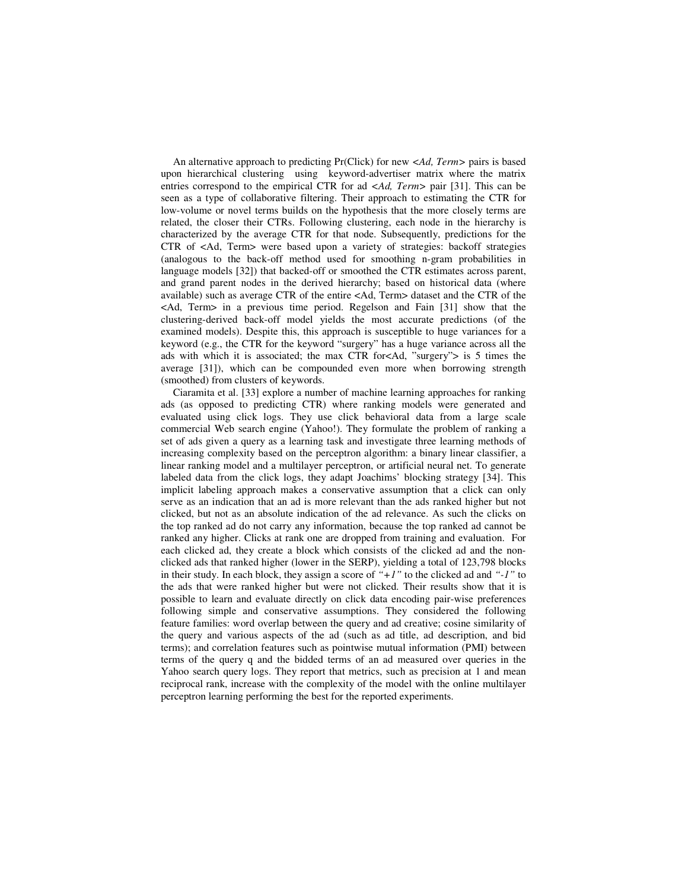An alternative approach to predicting Pr(Click) for new *<Ad, Term>* pairs is based upon hierarchical clustering using keyword-advertiser matrix where the matrix entries correspond to the empirical CTR for ad *<Ad, Term>* pair [31]. This can be seen as a type of collaborative filtering. Their approach to estimating the CTR for low-volume or novel terms builds on the hypothesis that the more closely terms are related, the closer their CTRs. Following clustering, each node in the hierarchy is characterized by the average CTR for that node. Subsequently, predictions for the CTR of <Ad, Term> were based upon a variety of strategies: backoff strategies (analogous to the back-off method used for smoothing n-gram probabilities in language models [32]) that backed-off or smoothed the CTR estimates across parent, and grand parent nodes in the derived hierarchy; based on historical data (where available) such as average CTR of the entire <Ad, Term> dataset and the CTR of the <Ad, Term> in a previous time period. Regelson and Fain [31] show that the clustering-derived back-off model yields the most accurate predictions (of the examined models). Despite this, this approach is susceptible to huge variances for a keyword (e.g., the CTR for the keyword "surgery" has a huge variance across all the ads with which it is associated; the max CTR for<Ad, "surgery"> is 5 times the average [31]), which can be compounded even more when borrowing strength (smoothed) from clusters of keywords.

Ciaramita et al. [33] explore a number of machine learning approaches for ranking ads (as opposed to predicting CTR) where ranking models were generated and evaluated using click logs. They use click behavioral data from a large scale commercial Web search engine (Yahoo!). They formulate the problem of ranking a set of ads given a query as a learning task and investigate three learning methods of increasing complexity based on the perceptron algorithm: a binary linear classifier, a linear ranking model and a multilayer perceptron, or artificial neural net. To generate labeled data from the click logs, they adapt Joachims' blocking strategy [34]. This implicit labeling approach makes a conservative assumption that a click can only serve as an indication that an ad is more relevant than the ads ranked higher but not clicked, but not as an absolute indication of the ad relevance. As such the clicks on the top ranked ad do not carry any information, because the top ranked ad cannot be ranked any higher. Clicks at rank one are dropped from training and evaluation. For each clicked ad, they create a block which consists of the clicked ad and the non-clicked ads that ranked higher (lower in the SERP), yielding a total of 123,798 blocks in their study. In each block, they assign a score of *"+1"* to the clicked ad and *"-1"* to the ads that were ranked higher but were not clicked. Their results show that it is possible to learn and evaluate directly on click data encoding pair-wise preferences following simple and conservative assumptions. They considered the following feature families: word overlap between the query and ad creative; cosine similarity of the query and various aspects of the ad (such as ad title, ad description, and bid terms); and correlation features such as pointwise mutual information (PMI) between terms of the query q and the bidded terms of an ad measured over queries in the Yahoo search query logs. They report that metrics, such as precision at 1 and mean reciprocal rank, increase with the complexity of the model with the online multilayer perceptron learning performing the best for the reported experiments.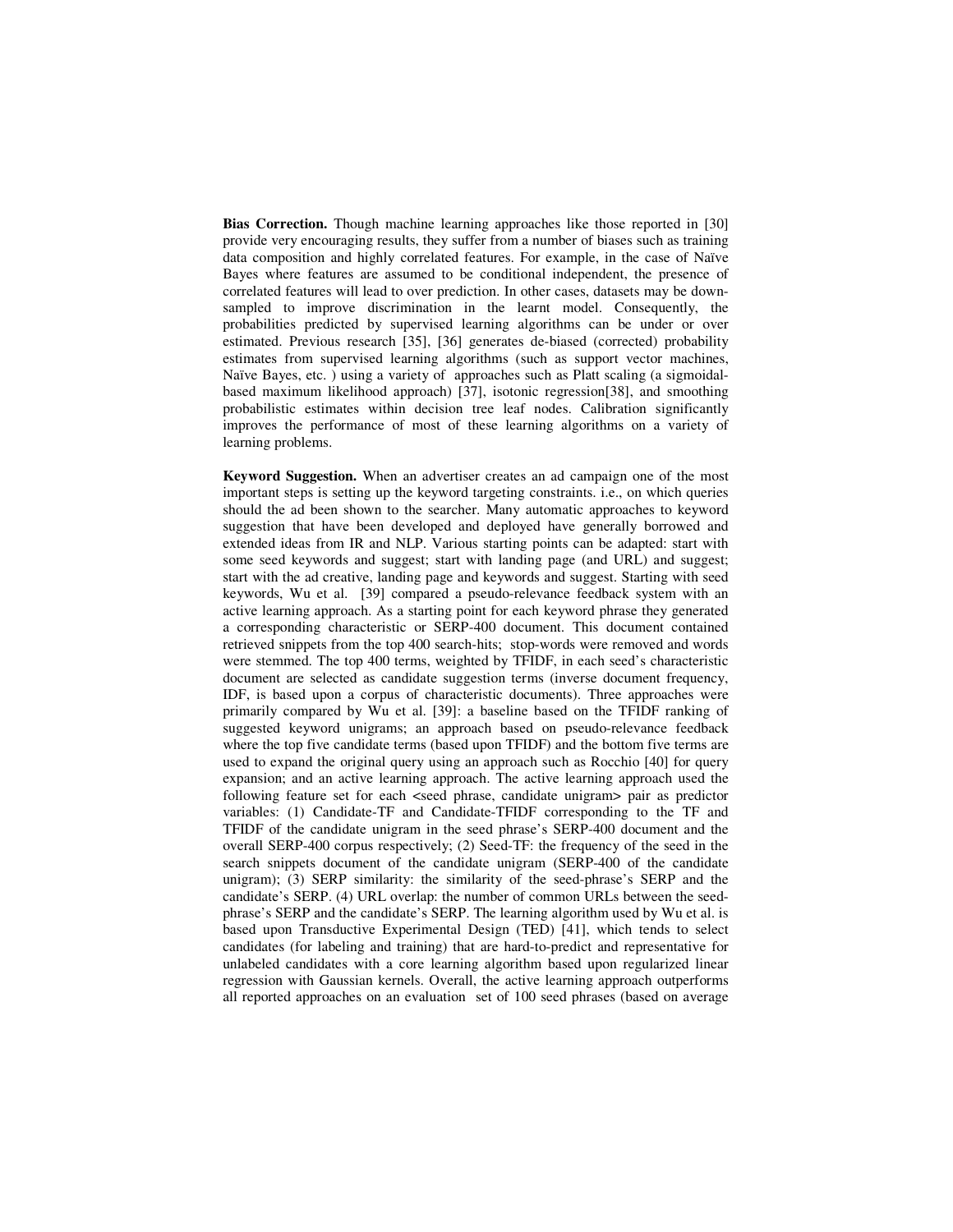**Bias Correction.** Though machine learning approaches like those reported in [30] provide very encouraging results, they suffer from a number of biases such as training data composition and highly correlated features. For example, in the case of Naïve Bayes where features are assumed to be conditional independent, the presence of correlated features will lead to over prediction. In other cases, datasets may be down-sampled to improve discrimination in the learnt model. Consequently, the probabilities predicted by supervised learning algorithms can be under or over estimated. Previous research [35], [36] generates de-biased (corrected) probability estimates from supervised learning algorithms (such as support vector machines, Naïve Bayes, etc. ) using a variety of approaches such as Platt scaling (a sigmoidal-based maximum likelihood approach) [37], isotonic regression[38], and smoothing probabilistic estimates within decision tree leaf nodes. Calibration significantly improves the performance of most of these learning algorithms on a variety of learning problems.

**Keyword Suggestion.** When an advertiser creates an ad campaign one of the most important steps is setting up the keyword targeting constraints. i.e., on which queries should the ad been shown to the searcher. Many automatic approaches to keyword suggestion that have been developed and deployed have generally borrowed and extended ideas from IR and NLP. Various starting points can be adapted: start with some seed keywords and suggest; start with landing page (and URL) and suggest; start with the ad creative, landing page and keywords and suggest. Starting with seed keywords, Wu et al. [39] compared a pseudo-relevance feedback system with an active learning approach. As a starting point for each keyword phrase they generated a corresponding characteristic or SERP-400 document. This document contained retrieved snippets from the top 400 search-hits; stop-words were removed and words were stemmed. The top 400 terms, weighted by TFIDF, in each seed's characteristic document are selected as candidate suggestion terms (inverse document frequency, IDF, is based upon a corpus of characteristic documents). Three approaches were primarily compared by Wu et al. [39]: a baseline based on the TFIDF ranking of suggested keyword unigrams; an approach based on pseudo-relevance feedback where the top five candidate terms (based upon TFIDF) and the bottom five terms are used to expand the original query using an approach such as Rocchio [40] for query expansion; and an active learning approach. The active learning approach used the following feature set for each <seed phrase, candidate unigram> pair as predictor variables: (1) Candidate-TF and Candidate-TFIDF corresponding to the TF and TFIDF of the candidate unigram in the seed phrase's SERP-400 document and the overall SERP-400 corpus respectively; (2) Seed-TF: the frequency of the seed in the search snippets document of the candidate unigram (SERP-400 of the candidate unigram); (3) SERP similarity: the similarity of the seed-phrase's SERP and the candidate's SERP. (4) URL overlap: the number of common URLs between the seed-phrase's SERP and the candidate's SERP. The learning algorithm used by Wu et al. is based upon Transductive Experimental Design (TED) [41], which tends to select candidates (for labeling and training) that are hard-to-predict and representative for unlabeled candidates with a core learning algorithm based upon regularized linear regression with Gaussian kernels. Overall, the active learning approach outperforms all reported approaches on an evaluation set of 100 seed phrases (based on average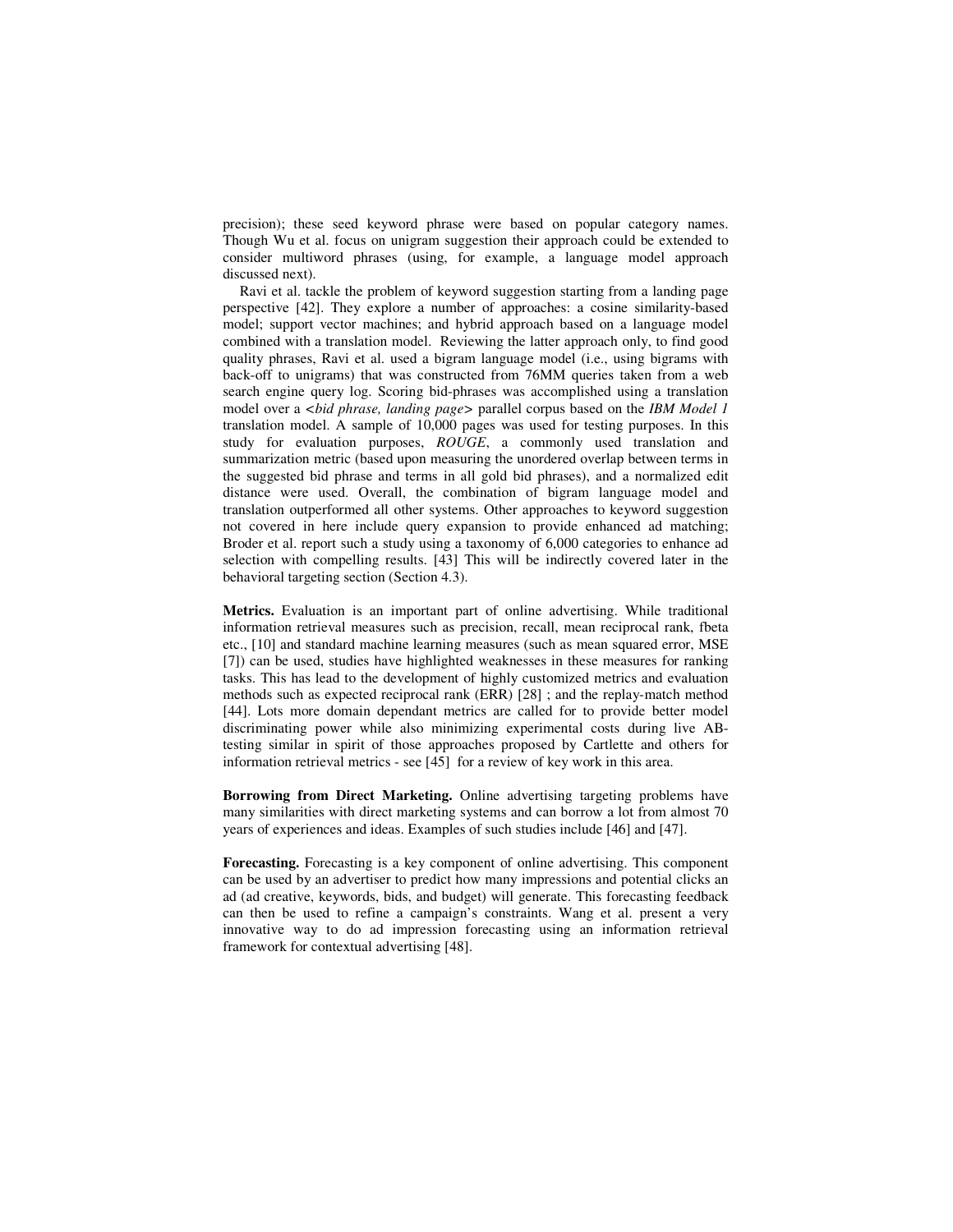precision); these seed keyword phrase were based on popular category names. Though Wu et al. focus on unigram suggestion their approach could be extended to consider multiword phrases (using, for example, a language model approach discussed next).

Ravi et al. tackle the problem of keyword suggestion starting from a landing page perspective [42]. They explore a number of approaches: a cosine similarity-based model; support vector machines; and hybrid approach based on a language model combined with a translation model. Reviewing the latter approach only, to find good quality phrases, Ravi et al. used a bigram language model (i.e., using bigrams with back-off to unigrams) that was constructed from 76MM queries taken from a web search engine query log. Scoring bid-phrases was accomplished using a translation model over a <*bid phrase, landing page*> parallel corpus based on the *IBM Model 1* translation model. A sample of 10,000 pages was used for testing purposes. In this study for evaluation purposes, *ROUGE*, a commonly used translation and summarization metric (based upon measuring the unordered overlap between terms in the suggested bid phrase and terms in all gold bid phrases), and a normalized edit distance were used. Overall, the combination of bigram language model and translation outperformed all other systems. Other approaches to keyword suggestion not covered in here include query expansion to provide enhanced ad matching; Broder et al. report such a study using a taxonomy of 6,000 categories to enhance ad selection with compelling results. [43] This will be indirectly covered later in the behavioral targeting section (Section 4.3).

**Metrics.** Evaluation is an important part of online advertising. While traditional information retrieval measures such as precision, recall, mean reciprocal rank, fbeta etc., [10] and standard machine learning measures (such as mean squared error, MSE [7]) can be used, studies have highlighted weaknesses in these measures for ranking tasks. This has lead to the development of highly customized metrics and evaluation methods such as expected reciprocal rank (ERR) [28] ; and the replay-match method [44]. Lots more domain dependant metrics are called for to provide better model discriminating power while also minimizing experimental costs during live AB-testing similar in spirit of those approaches proposed by Cartlette and others for information retrieval metrics - see [45] for a review of key work in this area.

**Borrowing from Direct Marketing.** Online advertising targeting problems have many similarities with direct marketing systems and can borrow a lot from almost 70 years of experiences and ideas. Examples of such studies include [46] and [47].

**Forecasting.** Forecasting is a key component of online advertising. This component can be used by an advertiser to predict how many impressions and potential clicks an ad (ad creative, keywords, bids, and budget) will generate. This forecasting feedback can then be used to refine a campaign's constraints. Wang et al. present a very innovative way to do ad impression forecasting using an information retrieval framework for contextual advertising [48].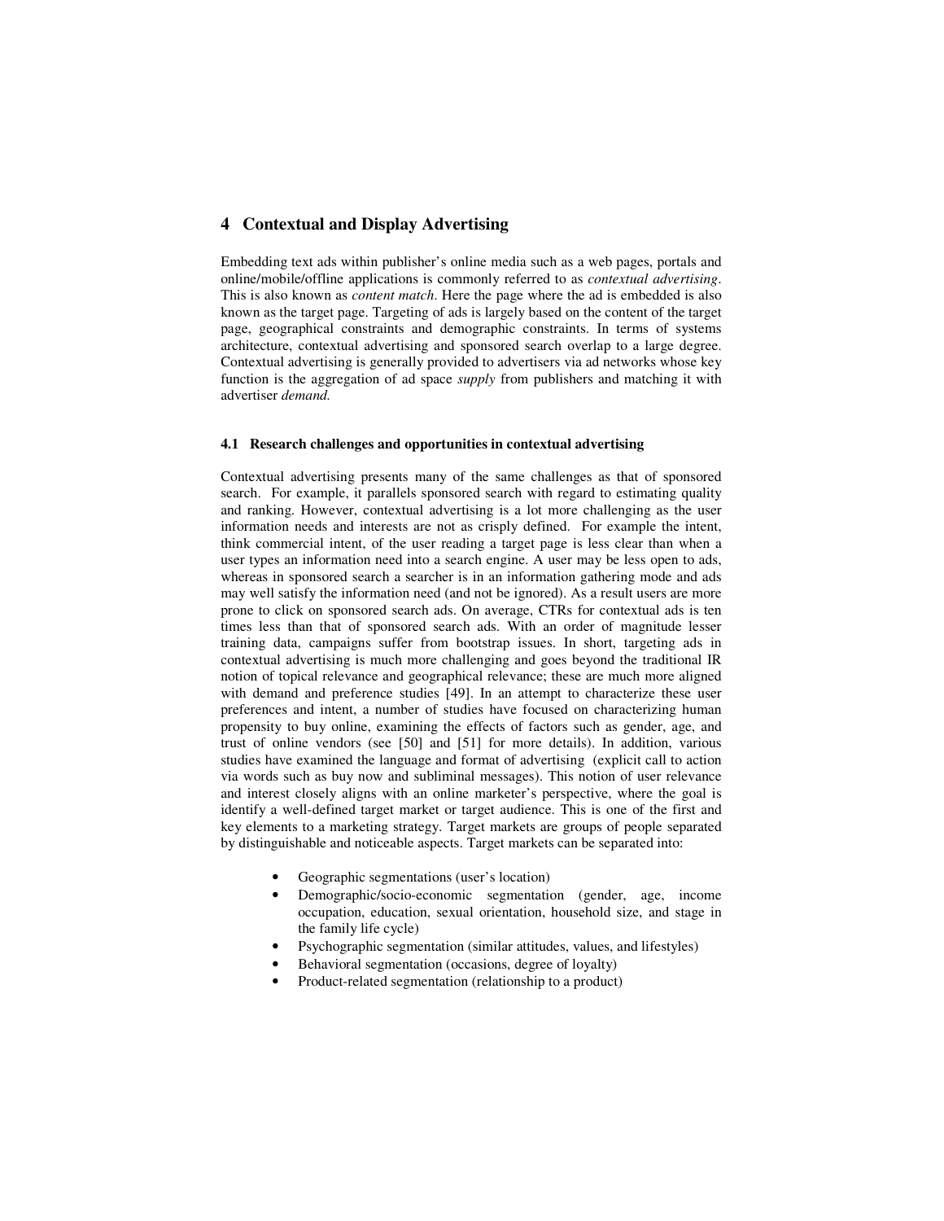# 4 Contextual and Display Advertising

Embedding text ads within publisher's online media such as a web pages, portals and online/mobile/offline applications is commonly referred to as *contextual advertising*. This is also known as *content match*. Here the page where the ad is embedded is also known as the target page. Targeting of ads is largely based on the content of the target page, geographical constraints and demographic constraints. In terms of systems architecture, contextual advertising and sponsored search overlap to a large degree. Contextual advertising is generally provided to advertisers via ad networks whose key function is the aggregation of ad space *supply* from publishers and matching it with advertiser *demand.*

## 4.1 Research challenges and opportunities in contextual advertising

Contextual advertising presents many of the same challenges as that of sponsored search. For example, it parallels sponsored search with regard to estimating quality and ranking. However, contextual advertising is a lot more challenging as the user information needs and interests are not as crisply defined. For example the intent, think commercial intent, of the user reading a target page is less clear than when a user types an information need into a search engine. A user may be less open to ads, whereas in sponsored search a searcher is in an information gathering mode and ads may well satisfy the information need (and not be ignored). As a result users are more prone to click on sponsored search ads. On average, CTRs for contextual ads is ten times less than that of sponsored search ads. With an order of magnitude lesser training data, campaigns suffer from bootstrap issues. In short, targeting ads in contextual advertising is much more challenging and goes beyond the traditional IR notion of topical relevance and geographical relevance; these are much more aligned with demand and preference studies [49]. In an attempt to characterize these user preferences and intent, a number of studies have focused on characterizing human propensity to buy online, examining the effects of factors such as gender, age, and trust of online vendors (see [50] and [51] for more details). In addition, various studies have examined the language and format of advertising (explicit call to action via words such as buy now and subliminal messages). This notion of user relevance and interest closely aligns with an online marketer's perspective, where the goal is identify a well-defined target market or target audience. This is one of the first and key elements to a marketing strategy. Target markets are groups of people separated by distinguishable and noticeable aspects. Target markets can be separated into:

- Geographic segmentations (user's location)
- Demographic/socio-economic segmentation (gender, age, income occupation, education, sexual orientation, household size, and stage in the family life cycle)
- Psychographic segmentation (similar attitudes, values, and lifestyles)
- Behavioral segmentation (occasions, degree of loyalty)
- Product-related segmentation (relationship to a product)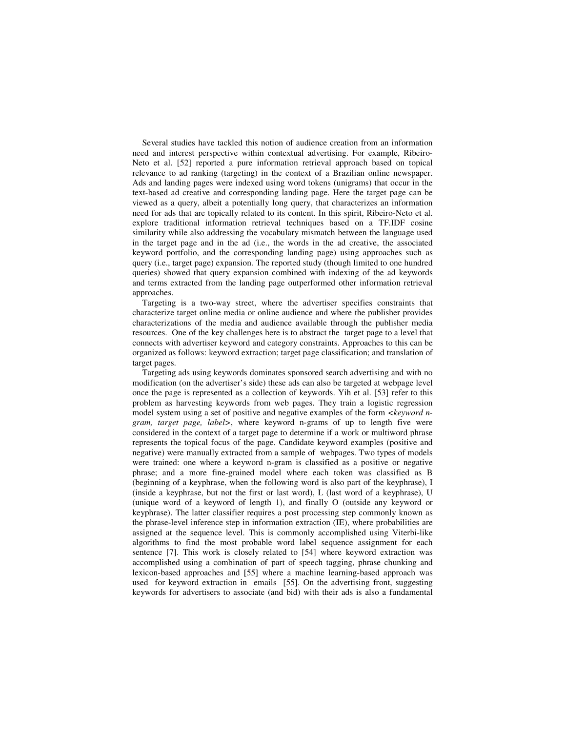Several studies have tackled this notion of audience creation from an information need and interest perspective within contextual advertising. For example, Ribeiro-Neto et al. [52] reported a pure information retrieval approach based on topical relevance to ad ranking (targeting) in the context of a Brazilian online newspaper. Ads and landing pages were indexed using word tokens (unigrams) that occur in the text-based ad creative and corresponding landing page. Here the target page can be viewed as a query, albeit a potentially long query, that characterizes an information need for ads that are topically related to its content. In this spirit, Ribeiro-Neto et al. explore traditional information retrieval techniques based on a TF.IDF cosine similarity while also addressing the vocabulary mismatch between the language used in the target page and in the ad (i.e., the words in the ad creative, the associated keyword portfolio, and the corresponding landing page) using approaches such as query (i.e., target page) expansion. The reported study (though limited to one hundred queries) showed that query expansion combined with indexing of the ad keywords and terms extracted from the landing page outperformed other information retrieval approaches.

Targeting is a two-way street, where the advertiser specifies constraints that characterize target online media or online audience and where the publisher provides characterizations of the media and audience available through the publisher media resources. One of the key challenges here is to abstract the target page to a level that connects with advertiser keyword and category constraints. Approaches to this can be organized as follows: keyword extraction; target page classification; and translation of target pages.

Targeting ads using keywords dominates sponsored search advertising and with no modification (on the advertiser's side) these ads can also be targeted at webpage level once the page is represented as a collection of keywords. Yih et al. [53] refer to this problem as harvesting keywords from web pages. They train a logistic regression model system using a set of positive and negative examples of the form <*keyword n-gram, target page, label*>, where keyword n-grams of up to length five were considered in the context of a target page to determine if a work or multiword phrase represents the topical focus of the page. Candidate keyword examples (positive and negative) were manually extracted from a sample of webpages. Two types of models were trained: one where a keyword n-gram is classified as a positive or negative phrase; and a more fine-grained model where each token was classified as B (beginning of a keyphrase, when the following word is also part of the keyphrase), I (inside a keyphrase, but not the first or last word), L (last word of a keyphrase), U (unique word of a keyword of length 1), and finally O (outside any keyword or keyphrase). The latter classifier requires a post processing step commonly known as the phrase-level inference step in information extraction (IE), where probabilities are assigned at the sequence level. This is commonly accomplished using Viterbi-like algorithms to find the most probable word label sequence assignment for each sentence [7]. This work is closely related to [54] where keyword extraction was accomplished using a combination of part of speech tagging, phrase chunking and lexicon-based approaches and [55] where a machine learning-based approach was used for keyword extraction in emails [55]. On the advertising front, suggesting keywords for advertisers to associate (and bid) with their ads is also a fundamental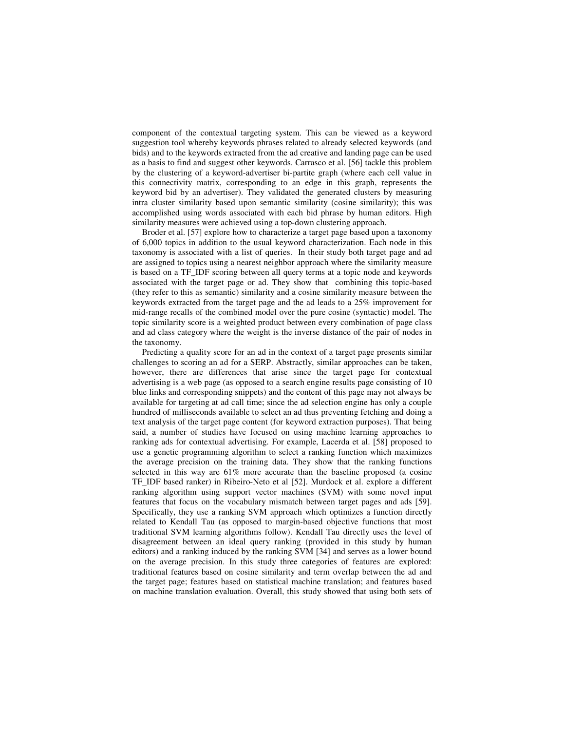component of the contextual targeting system. This can be viewed as a keyword suggestion tool whereby keywords phrases related to already selected keywords (and bids) and to the keywords extracted from the ad creative and landing page can be used as a basis to find and suggest other keywords. Carrasco et al. [56] tackle this problem by the clustering of a keyword-advertiser bi-partite graph (where each cell value in this connectivity matrix, corresponding to an edge in this graph, represents the keyword bid by an advertiser). They validated the generated clusters by measuring intra cluster similarity based upon semantic similarity (cosine similarity); this was accomplished using words associated with each bid phrase by human editors. High similarity measures were achieved using a top-down clustering approach.

Broder et al. [57] explore how to characterize a target page based upon a taxonomy of 6,000 topics in addition to the usual keyword characterization. Each node in this taxonomy is associated with a list of queries. In their study both target page and ad are assigned to topics using a nearest neighbor approach where the similarity measure is based on a TF_IDF scoring between all query terms at a topic node and keywords associated with the target page or ad. They show that combining this topic-based (they refer to this as semantic) similarity and a cosine similarity measure between the keywords extracted from the target page and the ad leads to a 25% improvement for mid-range recalls of the combined model over the pure cosine (syntactic) model. The topic similarity score is a weighted product between every combination of page class and ad class category where the weight is the inverse distance of the pair of nodes in the taxonomy.

Predicting a quality score for an ad in the context of a target page presents similar challenges to scoring an ad for a SERP. Abstractly, similar approaches can be taken, however, there are differences that arise since the target page for contextual advertising is a web page (as opposed to a search engine results page consisting of 10 blue links and corresponding snippets) and the content of this page may not always be available for targeting at ad call time; since the ad selection engine has only a couple hundred of milliseconds available to select an ad thus preventing fetching and doing a text analysis of the target page content (for keyword extraction purposes). That being said, a number of studies have focused on using machine learning approaches to ranking ads for contextual advertising. For example, Lacerda et al. [58] proposed to use a genetic programming algorithm to select a ranking function which maximizes the average precision on the training data. They show that the ranking functions selected in this way are 61% more accurate than the baseline proposed (a cosine TF_IDF based ranker) in Ribeiro-Neto et al [52]. Murdock et al. explore a different ranking algorithm using support vector machines (SVM) with some novel input features that focus on the vocabulary mismatch between target pages and ads [59]. Specifically, they use a ranking SVM approach which optimizes a function directly related to Kendall Tau (as opposed to margin-based objective functions that most traditional SVM learning algorithms follow). Kendall Tau directly uses the level of disagreement between an ideal query ranking (provided in this study by human editors) and a ranking induced by the ranking SVM [34] and serves as a lower bound on the average precision. In this study three categories of features are explored: traditional features based on cosine similarity and term overlap between the ad and the target page; features based on statistical machine translation; and features based on machine translation evaluation. Overall, this study showed that using both sets of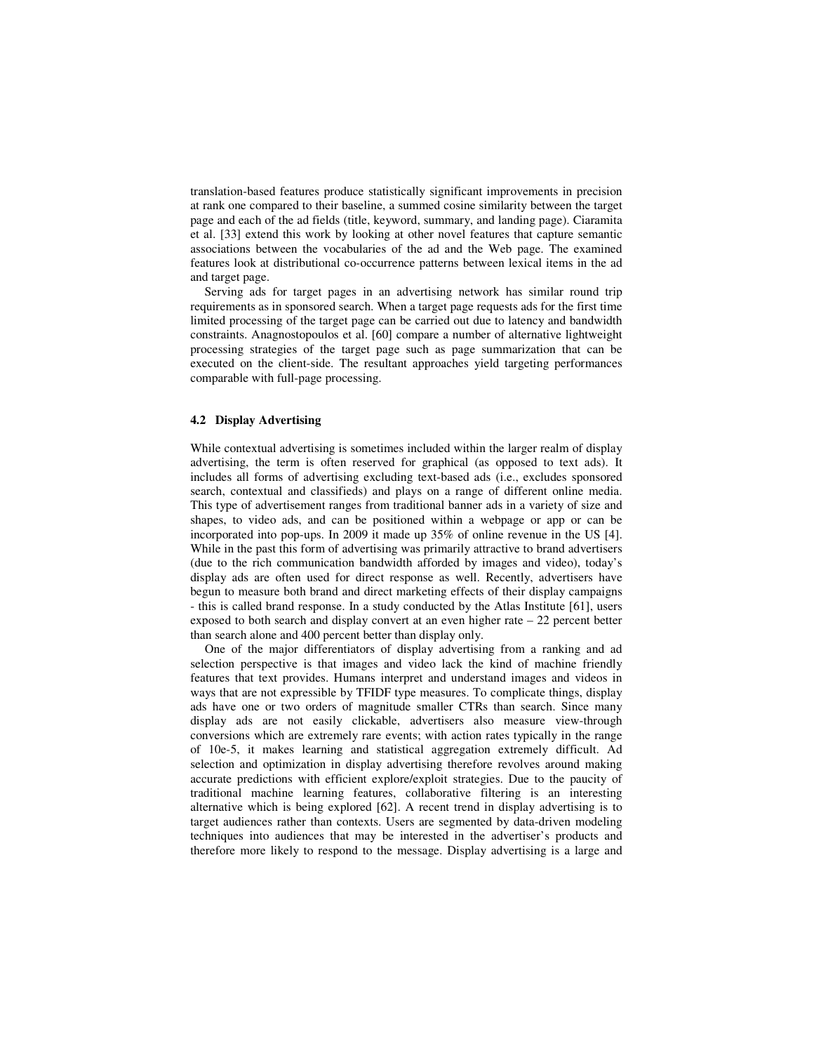translation-based features produce statistically significant improvements in precision at rank one compared to their baseline, a summed cosine similarity between the target page and each of the ad fields (title, keyword, summary, and landing page). Ciaramita et al. [33] extend this work by looking at other novel features that capture semantic associations between the vocabularies of the ad and the Web page. The examined features look at distributional co-occurrence patterns between lexical items in the ad and target page.

Serving ads for target pages in an advertising network has similar round trip requirements as in sponsored search. When a target page requests ads for the first time limited processing of the target page can be carried out due to latency and bandwidth constraints. Anagnostopoulos et al. [60] compare a number of alternative lightweight processing strategies of the target page such as page summarization that can be executed on the client-side. The resultant approaches yield targeting performances comparable with full-page processing.

### 4.2 Display Advertising

While contextual advertising is sometimes included within the larger realm of display advertising, the term is often reserved for graphical (as opposed to text ads). It includes all forms of advertising excluding text-based ads (i.e., excludes sponsored search, contextual and classifieds) and plays on a range of different online media. This type of advertisement ranges from traditional banner ads in a variety of size and shapes, to video ads, and can be positioned within a webpage or app or can be incorporated into pop-ups. In 2009 it made up 35% of online revenue in the US [4]. While in the past this form of advertising was primarily attractive to brand advertisers (due to the rich communication bandwidth afforded by images and video), today's display ads are often used for direct response as well. Recently, advertisers have begun to measure both brand and direct marketing effects of their display campaigns - this is called brand response. In a study conducted by the Atlas Institute [61], users exposed to both search and display convert at an even higher rate – 22 percent better than search alone and 400 percent better than display only.

One of the major differentiators of display advertising from a ranking and ad selection perspective is that images and video lack the kind of machine friendly features that text provides. Humans interpret and understand images and videos in ways that are not expressible by TFIDF type measures. To complicate things, display ads have one or two orders of magnitude smaller CTRs than search. Since many display ads are not easily clickable, advertisers also measure view-through conversions which are extremely rare events; with action rates typically in the range of 10e-5, it makes learning and statistical aggregation extremely difficult. Ad selection and optimization in display advertising therefore revolves around making accurate predictions with efficient explore/exploit strategies. Due to the paucity of traditional machine learning features, collaborative filtering is an interesting alternative which is being explored [62]. A recent trend in display advertising is to target audiences rather than contexts. Users are segmented by data-driven modeling techniques into audiences that may be interested in the advertiser's products and therefore more likely to respond to the message. Display advertising is a large and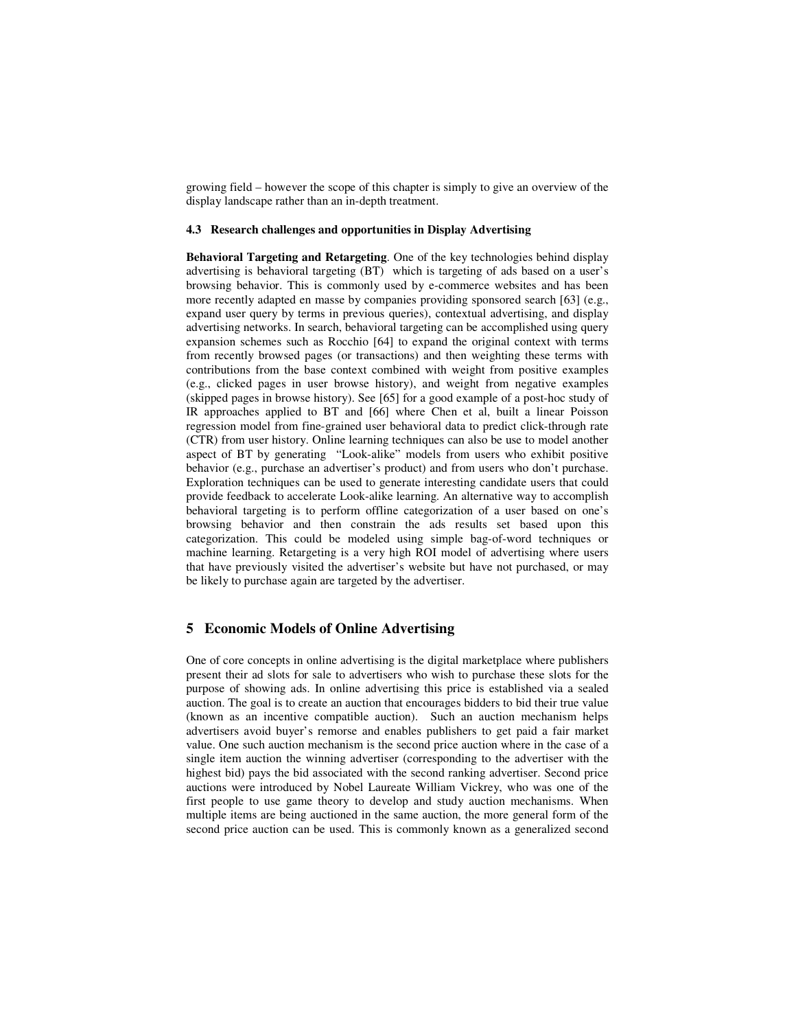growing field – however the scope of this chapter is simply to give an overview of the display landscape rather than an in-depth treatment.

### 4.3 Research challenges and opportunities in Display Advertising

**Behavioral Targeting and Retargeting**. One of the key technologies behind display advertising is behavioral targeting (BT) which is targeting of ads based on a user's browsing behavior. This is commonly used by e-commerce websites and has been more recently adapted en masse by companies providing sponsored search [63] (e.g., expand user query by terms in previous queries), contextual advertising, and display advertising networks. In search, behavioral targeting can be accomplished using query expansion schemes such as Rocchio [64] to expand the original context with terms from recently browsed pages (or transactions) and then weighting these terms with contributions from the base context combined with weight from positive examples (e.g., clicked pages in user browse history), and weight from negative examples (skipped pages in browse history). See [65] for a good example of a post-hoc study of IR approaches applied to BT and [66] where Chen et al, built a linear Poisson regression model from fine-grained user behavioral data to predict click-through rate (CTR) from user history. Online learning techniques can also be use to model another aspect of BT by generating "Look-alike" models from users who exhibit positive behavior (e.g., purchase an advertiser's product) and from users who don't purchase. Exploration techniques can be used to generate interesting candidate users that could provide feedback to accelerate Look-alike learning. An alternative way to accomplish behavioral targeting is to perform offline categorization of a user based on one's browsing behavior and then constrain the ads results set based upon this categorization. This could be modeled using simple bag-of-word techniques or machine learning. Retargeting is a very high ROI model of advertising where users that have previously visited the advertiser's website but have not purchased, or may be likely to purchase again are targeted by the advertiser.

## 5 Economic Models of Online Advertising

One of core concepts in online advertising is the digital marketplace where publishers present their ad slots for sale to advertisers who wish to purchase these slots for the purpose of showing ads. In online advertising this price is established via a sealed auction. The goal is to create an auction that encourages bidders to bid their true value (known as an incentive compatible auction). Such an auction mechanism helps advertisers avoid buyer's remorse and enables publishers to get paid a fair market value. One such auction mechanism is the second price auction where in the case of a single item auction the winning advertiser (corresponding to the advertiser with the highest bid) pays the bid associated with the second ranking advertiser. Second price auctions were introduced by Nobel Laureate William Vickrey, who was one of the first people to use game theory to develop and study auction mechanisms. When multiple items are being auctioned in the same auction, the more general form of the second price auction can be used. This is commonly known as a generalized second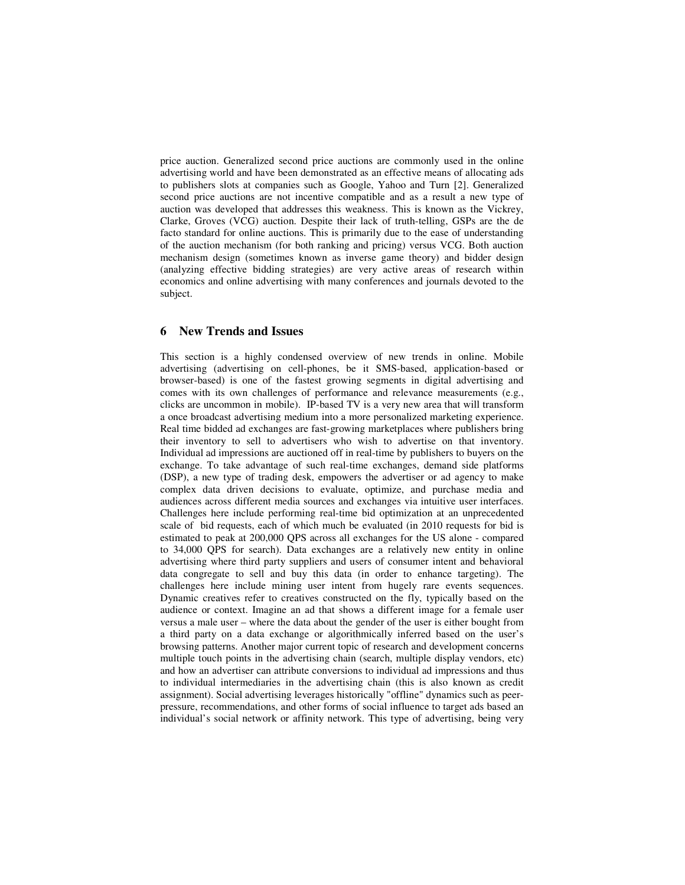price auction. Generalized second price auctions are commonly used in the online advertising world and have been demonstrated as an effective means of allocating ads to publishers slots at companies such as Google, Yahoo and Turn [2]. Generalized second price auctions are not incentive compatible and as a result a new type of auction was developed that addresses this weakness. This is known as the Vickrey, Clarke, Groves (VCG) auction. Despite their lack of truth-telling, GSPs are the de facto standard for online auctions. This is primarily due to the ease of understanding of the auction mechanism (for both ranking and pricing) versus VCG. Both auction mechanism design (sometimes known as inverse game theory) and bidder design (analyzing effective bidding strategies) are very active areas of research within economics and online advertising with many conferences and journals devoted to the subject.

## 6 New Trends and Issues

This section is a highly condensed overview of new trends in online. Mobile advertising (advertising on cell-phones, be it SMS-based, application-based or browser-based) is one of the fastest growing segments in digital advertising and comes with its own challenges of performance and relevance measurements (e.g., clicks are uncommon in mobile). IP-based TV is a very new area that will transform a once broadcast advertising medium into a more personalized marketing experience. Real time bidded ad exchanges are fast-growing marketplaces where publishers bring their inventory to sell to advertisers who wish to advertise on that inventory. Individual ad impressions are auctioned off in real-time by publishers to buyers on the exchange. To take advantage of such real-time exchanges, demand side platforms (DSP), a new type of trading desk, empowers the advertiser or ad agency to make complex data driven decisions to evaluate, optimize, and purchase media and audiences across different media sources and exchanges via intuitive user interfaces. Challenges here include performing real-time bid optimization at an unprecedented scale of bid requests, each of which much be evaluated (in 2010 requests for bid is estimated to peak at 200,000 QPS across all exchanges for the US alone - compared to 34,000 QPS for search). Data exchanges are a relatively new entity in online advertising where third party suppliers and users of consumer intent and behavioral data congregate to sell and buy this data (in order to enhance targeting). The challenges here include mining user intent from hugely rare events sequences. Dynamic creatives refer to creatives constructed on the fly, typically based on the audience or context. Imagine an ad that shows a different image for a female user versus a male user – where the data about the gender of the user is either bought from a third party on a data exchange or algorithmically inferred based on the user's browsing patterns. Another major current topic of research and development concerns multiple touch points in the advertising chain (search, multiple display vendors, etc) and how an advertiser can attribute conversions to individual ad impressions and thus to individual intermediaries in the advertising chain (this is also known as credit assignment). Social advertising leverages historically "offline" dynamics such as peer-pressure, recommendations, and other forms of social influence to target ads based an individual's social network or affinity network. This type of advertising, being very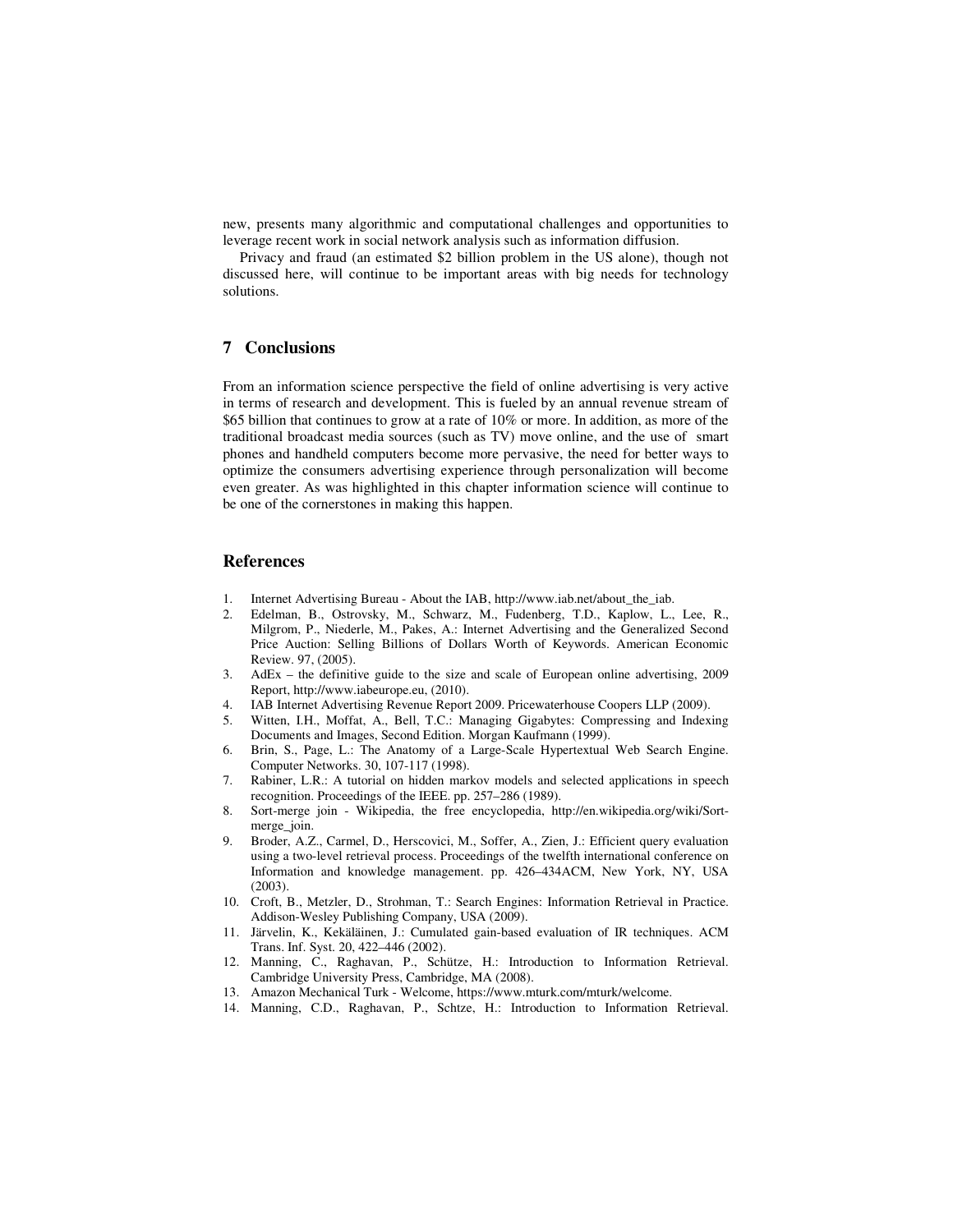new, presents many algorithmic and computational challenges and opportunities to leverage recent work in social network analysis such as information diffusion.

Privacy and fraud (an estimated $2 billion problem in the US alone), though not discussed here, will continue to be important areas with big needs for technology solutions.

## 7 Conclusions

From an information science perspective the field of online advertising is very active in terms of research and development. This is fueled by an annual revenue stream of $65 billion that continues to grow at a rate of 10% or more. In addition, as more of the traditional broadcast media sources (such as TV) move online, and the use of smart phones and handheld computers become more pervasive, the need for better ways to optimize the consumers advertising experience through personalization will become even greater. As was highlighted in this chapter information science will continue to be one of the cornerstones in making this happen.

## References

1. Internet Advertising Bureau - About the IAB, http://www.iab.net/about_the_iab.
2. Edelman, B., Ostrovsky, M., Schwarz, M., Fudenberg, T.D., Kaplow, L., Lee, R., Milgrom, P., Niederle, M., Pakes, A.: Internet Advertising and the Generalized Second Price Auction: Selling Billions of Dollars Worth of Keywords. American Economic Review. 97, (2005).
3. AdEx – the definitive guide to the size and scale of European online advertising, 2009 Report, http://www.iabeurope.eu, (2010).
4. IAB Internet Advertising Revenue Report 2009. Pricewaterhouse Coopers LLP (2009).
5. Witten, I.H., Moffat, A., Bell, T.C.: Managing Gigabytes: Compressing and Indexing Documents and Images, Second Edition. Morgan Kaufmann (1999).
6. Brin, S., Page, L.: The Anatomy of a Large-Scale Hypertextual Web Search Engine. Computer Networks. 30, 107-117 (1998).
7. Rabiner, L.R.: A tutorial on hidden markov models and selected applications in speech recognition. Proceedings of the IEEE. pp. 257–286 (1989).
8. Sort-merge join - Wikipedia, the free encyclopedia, http://en.wikipedia.org/wiki/Sort-merge_join.
9. Broder, A.Z., Carmel, D., Herscovici, M., Soffer, A., Zien, J.: Efficient query evaluation using a two-level retrieval process. Proceedings of the twelfth international conference on Information and knowledge management. pp. 426–434ACM, New York, NY, USA (2003).
10. Croft, B., Metzler, D., Strohman, T.: Search Engines: Information Retrieval in Practice. Addison-Wesley Publishing Company, USA (2009).
11. Järvelin, K., Kekäläinen, J.: Cumulated gain-based evaluation of IR techniques. ACM Trans. Inf. Syst. 20, 422–446 (2002).
12. Manning, C., Raghavan, P., Schütze, H.: Introduction to Information Retrieval. Cambridge University Press, Cambridge, MA (2008).
13. Amazon Mechanical Turk - Welcome, https://www.mturk.com/mturk/welcome.
14. Manning, C.D., Raghavan, P., Schtze, H.: Introduction to Information Retrieval.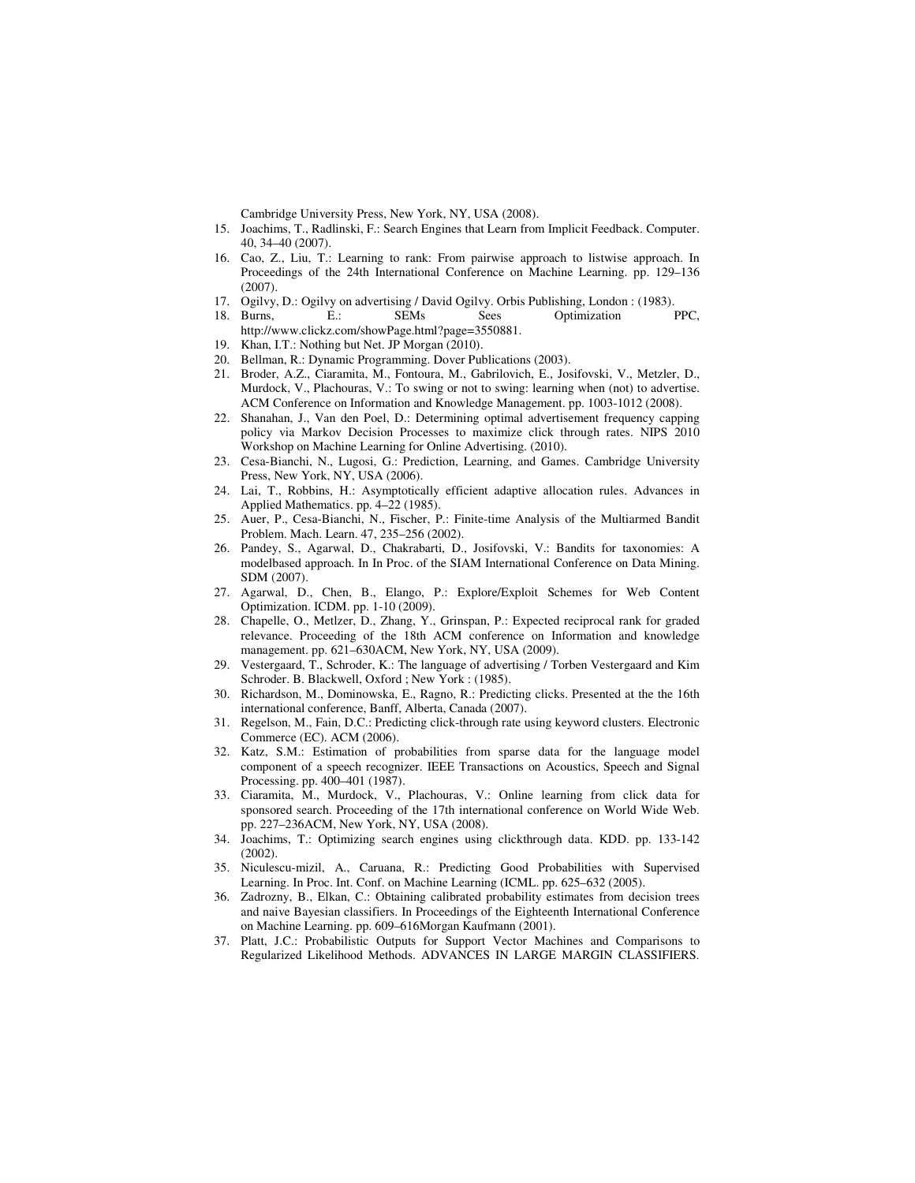Cambridge University Press, New York, NY, USA (2008).

15. Joachims, T., Radlinski, F.: Search Engines that Learn from Implicit Feedback. Computer. 40, 34–40 (2007).
16. Cao, Z., Liu, T.: Learning to rank: From pairwise approach to listwise approach. In Proceedings of the 24th International Conference on Machine Learning. pp. 129–136 (2007).
17. Ogilvy, D.: Ogilvy on advertising / David Ogilvy. Orbis Publishing, London : (1983).
18. Burns, E.: SEMs Sees Optimization PPC, http://www.clickz.com/showPage.html?page=3550881.
19. Khan, I.T.: Nothing but Net. JP Morgan (2010).
20. Bellman, R.: Dynamic Programming. Dover Publications (2003).
21. Broder, A.Z., Ciaramita, M., Fontoura, M., Gabrilovich, E., Josifovski, V., Metzler, D., Murdock, V., Plachouras, V.: To swing or not to swing: learning when (not) to advertise. ACM Conference on Information and Knowledge Management. pp. 1003-1012 (2008).
22. Shanahan, J., Van den Poel, D.: Determining optimal advertisement frequency capping policy via Markov Decision Processes to maximize click through rates. NIPS 2010 Workshop on Machine Learning for Online Advertising. (2010).
23. Cesa-Bianchi, N., Lugosi, G.: Prediction, Learning, and Games. Cambridge University Press, New York, NY, USA (2006).
24. Lai, T., Robbins, H.: Asymptotically efficient adaptive allocation rules. Advances in Applied Mathematics. pp. 4–22 (1985).
25. Auer, P., Cesa-Bianchi, N., Fischer, P.: Finite-time Analysis of the Multiarmed Bandit Problem. Mach. Learn. 47, 235–256 (2002).
26. Pandey, S., Agarwal, D., Chakrabarti, D., Josifovski, V.: Bandits for taxonomies: A modelbased approach. In In Proc. of the SIAM International Conference on Data Mining. SDM (2007).
27. Agarwal, D., Chen, B., Elango, P.: Explore/Exploit Schemes for Web Content Optimization. ICDM. pp. 1-10 (2009).
28. Chapelle, O., Metlzer, D., Zhang, Y., Grinspan, P.: Expected reciprocal rank for graded relevance. Proceeding of the 18th ACM conference on Information and knowledge management. pp. 621–630ACM, New York, NY, USA (2009).
29. Vestergaard, T., Schroder, K.: The language of advertising / Torben Vestergaard and Kim Schroder. B. Blackwell, Oxford ; New York : (1985).
30. Richardson, M., Dominowska, E., Ragno, R.: Predicting clicks. Presented at the the 16th international conference, Banff, Alberta, Canada (2007).
31. Regelson, M., Fain, D.C.: Predicting click-through rate using keyword clusters. Electronic Commerce (EC). ACM (2006).
32. Katz, S.M.: Estimation of probabilities from sparse data for the language model component of a speech recognizer. IEEE Transactions on Acoustics, Speech and Signal Processing. pp. 400–401 (1987).
33. Ciaramita, M., Murdock, V., Plachouras, V.: Online learning from click data for sponsored search. Proceeding of the 17th international conference on World Wide Web. pp. 227–236ACM, New York, NY, USA (2008).
34. Joachims, T.: Optimizing search engines using clickthrough data. KDD. pp. 133-142 (2002).
35. Niculescu-mizil, A., Caruana, R.: Predicting Good Probabilities with Supervised Learning. In Proc. Int. Conf. on Machine Learning (ICML. pp. 625–632 (2005).
36. Zadrozny, B., Elkan, C.: Obtaining calibrated probability estimates from decision trees and naive Bayesian classifiers. In Proceedings of the Eighteenth International Conference on Machine Learning. pp. 609–616Morgan Kaufmann (2001).
37. Platt, J.C.: Probabilistic Outputs for Support Vector Machines and Comparisons to Regularized Likelihood Methods. ADVANCES IN LARGE MARGIN CLASSIFIERS.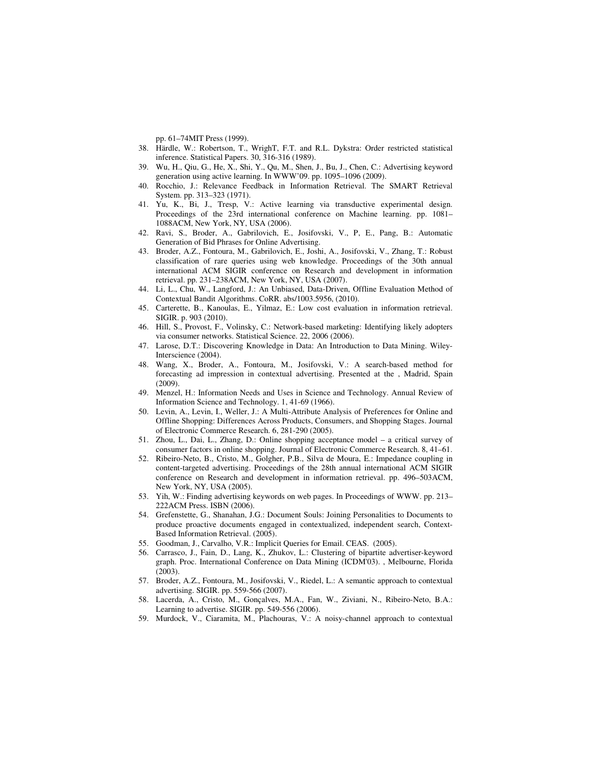pp. 61–74MIT Press (1999).

38. Härdle, W.: Robertson, T., WrighT, F.T. and R.L. Dykstra: Order restricted statistical inference. Statistical Papers. 30, 316-316 (1989).
39. Wu, H., Qiu, G., He, X., Shi, Y., Qu, M., Shen, J., Bu, J., Chen, C.: Advertising keyword generation using active learning. In WWW'09. pp. 1095–1096 (2009).
40. Rocchio, J.: Relevance Feedback in Information Retrieval. The SMART Retrieval System. pp. 313–323 (1971).
41. Yu, K., Bi, J., Tresp, V.: Active learning via transductive experimental design. Proceedings of the 23rd international conference on Machine learning. pp. 1081–1088ACM, New York, NY, USA (2006).
42. Ravi, S., Broder, A., Gabrilovich, E., Josifovski, V., P, E., Pang, B.: Automatic Generation of Bid Phrases for Online Advertising.
43. Broder, A.Z., Fontoura, M., Gabrilovich, E., Joshi, A., Josifovski, V., Zhang, T.: Robust classification of rare queries using web knowledge. Proceedings of the 30th annual international ACM SIGIR conference on Research and development in information retrieval. pp. 231–238ACM, New York, NY, USA (2007).
44. Li, L., Chu, W., Langford, J.: An Unbiased, Data-Driven, Offline Evaluation Method of Contextual Bandit Algorithms. CoRR. abs/1003.5956, (2010).
45. Carterette, B., Kanoulas, E., Yilmaz, E.: Low cost evaluation in information retrieval. SIGIR. p. 903 (2010).
46. Hill, S., Provost, F., Volinsky, C.: Network-based marketing: Identifying likely adopters via consumer networks. Statistical Science. 22, 2006 (2006).
47. Larose, D.T.: Discovering Knowledge in Data: An Introduction to Data Mining. Wiley-Interscience (2004).
48. Wang, X., Broder, A., Fontoura, M., Josifovski, V.: A search-based method for forecasting ad impression in contextual advertising. Presented at the , Madrid, Spain (2009).
49. Menzel, H.: Information Needs and Uses in Science and Technology. Annual Review of Information Science and Technology. 1, 41-69 (1966).
50. Levin, A., Levin, I., Weller, J.: A Multi-Attribute Analysis of Preferences for Online and Offline Shopping: Differences Across Products, Consumers, and Shopping Stages. Journal of Electronic Commerce Research. 6, 281-290 (2005).
51. Zhou, L., Dai, L., Zhang, D.: Online shopping acceptance model – a critical survey of consumer factors in online shopping. Journal of Electronic Commerce Research. 8, 41–61.
52. Ribeiro-Neto, B., Cristo, M., Golgher, P.B., Silva de Moura, E.: Impedance coupling in content-targeted advertising. Proceedings of the 28th annual international ACM SIGIR conference on Research and development in information retrieval. pp. 496–503ACM, New York, NY, USA (2005).
53. Yih, W.: Finding advertising keywords on web pages. In Proceedings of WWW. pp. 213–222ACM Press. ISBN (2006).
54. Grefenstette, G., Shanahan, J.G.: Document Souls: Joining Personalities to Documents to produce proactive documents engaged in contextualized, independent search, Context-Based Information Retrieval. (2005).
55. Goodman, J., Carvalho, V.R.: Implicit Queries for Email. CEAS. (2005).
56. Carrasco, J., Fain, D., Lang, K., Zhukov, L.: Clustering of bipartite advertiser-keyword graph. Proc. International Conference on Data Mining (ICDM'03). , Melbourne, Florida (2003).
57. Broder, A.Z., Fontoura, M., Josifovski, V., Riedel, L.: A semantic approach to contextual advertising. SIGIR. pp. 559-566 (2007).
58. Lacerda, A., Cristo, M., Gonçalves, M.A., Fan, W., Ziviani, N., Ribeiro-Neto, B.A.: Learning to advertise. SIGIR. pp. 549-556 (2006).
59. Murdock, V., Ciaramita, M., Plachouras, V.: A noisy-channel approach to contextual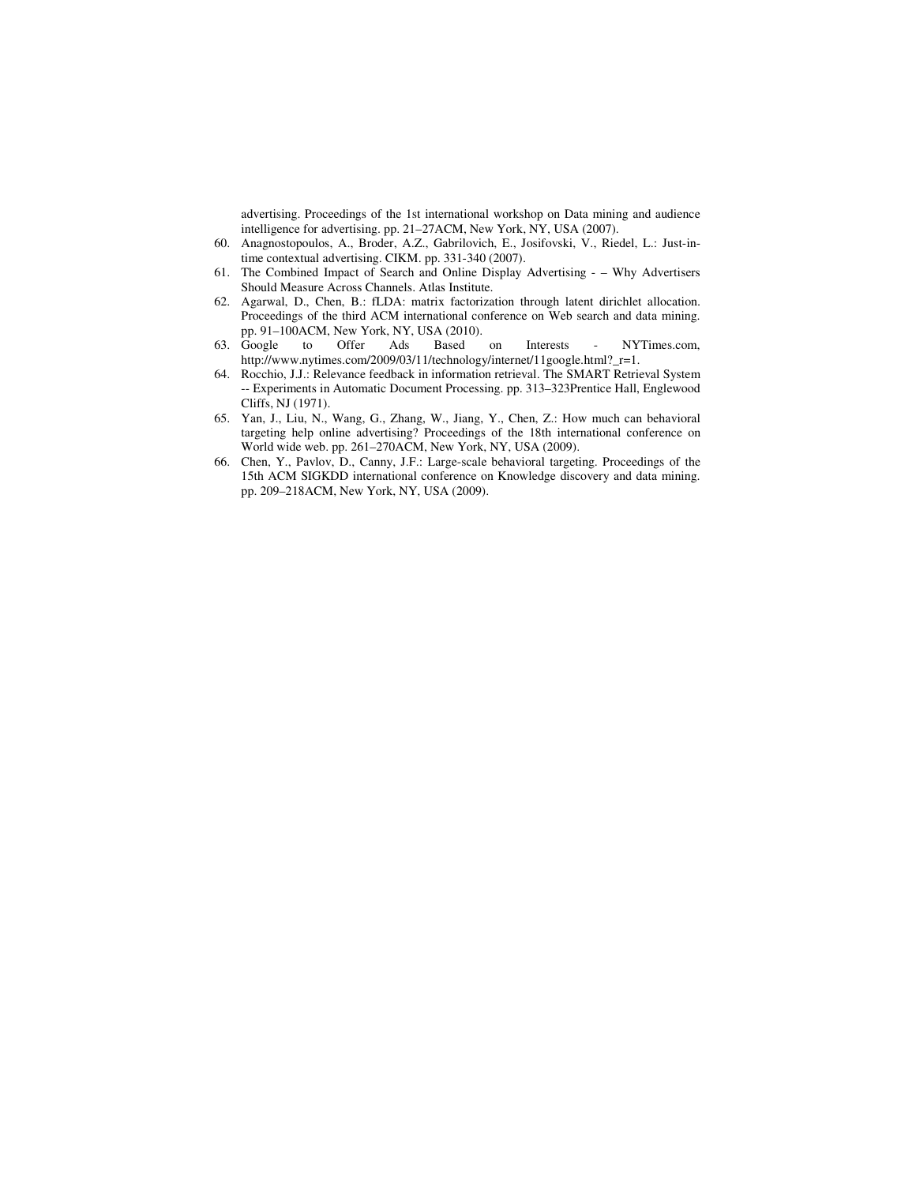advertising. Proceedings of the 1st international workshop on Data mining and audience intelligence for advertising. pp. 21–27ACM, New York, NY, USA (2007).

60. Anagnostopoulos, A., Broder, A.Z., Gabrilovich, E., Josifovski, V., Riedel, L.: Just-in-time contextual advertising. CIKM. pp. 331-340 (2007).
61. The Combined Impact of Search and Online Display Advertising - – Why Advertisers Should Measure Across Channels. Atlas Institute.
62. Agarwal, D., Chen, B.: fLDA: matrix factorization through latent dirichlet allocation. Proceedings of the third ACM international conference on Web search and data mining. pp. 91–100ACM, New York, NY, USA (2010).
63. Google to Offer Ads Based on Interests - NYTimes.com, http://www.nytimes.com/2009/03/11/technology/internet/11google.html?_r=1.
64. Rocchio, J.J.: Relevance feedback in information retrieval. The SMART Retrieval System -- Experiments in Automatic Document Processing. pp. 313–323Prentice Hall, Englewood Cliffs, NJ (1971).
65. Yan, J., Liu, N., Wang, G., Zhang, W., Jiang, Y., Chen, Z.: How much can behavioral targeting help online advertising? Proceedings of the 18th international conference on World wide web. pp. 261–270ACM, New York, NY, USA (2009).
66. Chen, Y., Pavlov, D., Canny, J.F.: Large-scale behavioral targeting. Proceedings of the 15th ACM SIGKDD international conference on Knowledge discovery and data mining. pp. 209–218ACM, New York, NY, USA (2009).